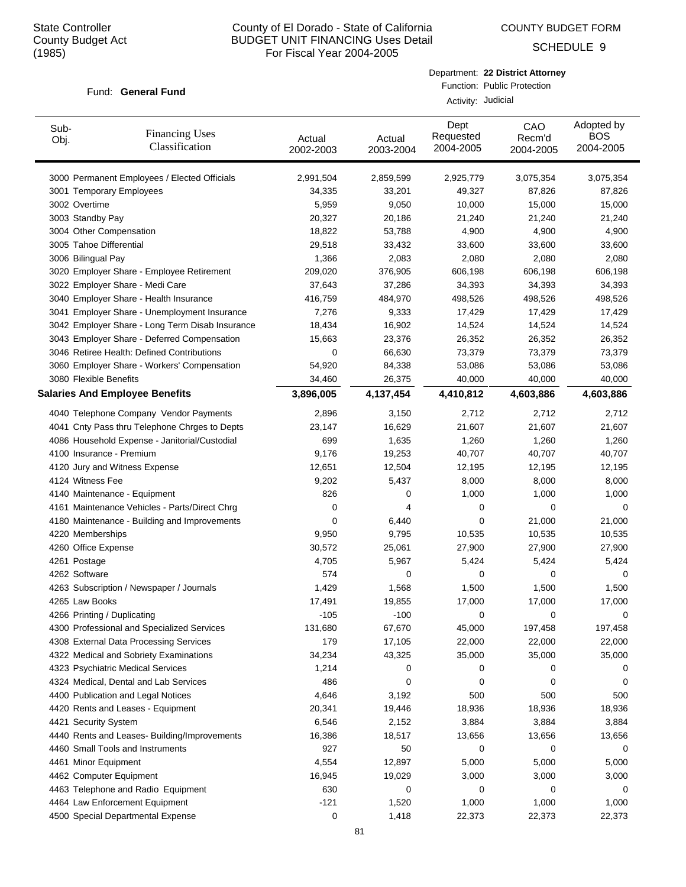State Controller
County Budget Act
(1985)

# County of El Dorado - State of California
## BUDGET UNIT FINANCING Uses Detail
### For Fiscal Year 2004-2005

COUNTY BUDGET FORM

SCHEDULE 9

Fund: **General Fund**

Department: **22 District Attorney**
Function: Public Protection
Activity: Judicial

| Sub-Obj. | Financing Uses Classification | Actual 2002-2003 | Actual 2003-2004 | Dept Requested 2004-2005 | CAO Recm'd 2004-2005 | Adopted by BOS 2004-2005 |
|---|---|---|---|---|---|---|
| 3000 | Permanent Employees / Elected Officials | 2,991,504 | 2,859,599 | 2,925,779 | 3,075,354 | 3,075,354 |
| 3001 | Temporary Employees | 34,335 | 33,201 | 49,327 | 87,826 | 87,826 |
| 3002 | Overtime | 5,959 | 9,050 | 10,000 | 15,000 | 15,000 |
| 3003 | Standby Pay | 20,327 | 20,186 | 21,240 | 21,240 | 21,240 |
| 3004 | Other Compensation | 18,822 | 53,788 | 4,900 | 4,900 | 4,900 |
| 3005 | Tahoe Differential | 29,518 | 33,432 | 33,600 | 33,600 | 33,600 |
| 3006 | Bilingual Pay | 1,366 | 2,083 | 2,080 | 2,080 | 2,080 |
| 3020 | Employer Share - Employee Retirement | 209,020 | 376,905 | 606,198 | 606,198 | 606,198 |
| 3022 | Employer Share - Medi Care | 37,643 | 37,286 | 34,393 | 34,393 | 34,393 |
| 3040 | Employer Share - Health Insurance | 416,759 | 484,970 | 498,526 | 498,526 | 498,526 |
| 3041 | Employer Share - Unemployment Insurance | 7,276 | 9,333 | 17,429 | 17,429 | 17,429 |
| 3042 | Employer Share - Long Term Disab Insurance | 18,434 | 16,902 | 14,524 | 14,524 | 14,524 |
| 3043 | Employer Share - Deferred Compensation | 15,663 | 23,376 | 26,352 | 26,352 | 26,352 |
| 3046 | Retiree Health: Defined Contributions | 0 | 66,630 | 73,379 | 73,379 | 73,379 |
| 3060 | Employer Share - Workers' Compensation | 54,920 | 84,338 | 53,086 | 53,086 | 53,086 |
| 3080 | Flexible Benefits | 34,460 | 26,375 | 40,000 | 40,000 | 40,000 |
| **Salaries And Employee Benefits** | | **3,896,005** | **4,137,454** | **4,410,812** | **4,603,886** | **4,603,886** |
| 4040 | Telephone Company Vendor Payments | 2,896 | 3,150 | 2,712 | 2,712 | 2,712 |
| 4041 | Cnty Pass thru Telephone Chrges to Depts | 23,147 | 16,629 | 21,607 | 21,607 | 21,607 |
| 4086 | Household Expense - Janitorial/Custodial | 699 | 1,635 | 1,260 | 1,260 | 1,260 |
| 4100 | Insurance - Premium | 9,176 | 19,253 | 40,707 | 40,707 | 40,707 |
| 4120 | Jury and Witness Expense | 12,651 | 12,504 | 12,195 | 12,195 | 12,195 |
| 4124 | Witness Fee | 9,202 | 5,437 | 8,000 | 8,000 | 8,000 |
| 4140 | Maintenance - Equipment | 826 | 0 | 1,000 | 1,000 | 1,000 |
| 4161 | Maintenance Vehicles - Parts/Direct Chrg | 0 | 4 | 0 | 0 | 0 |
| 4180 | Maintenance - Building and Improvements | 0 | 6,440 | 0 | 21,000 | 21,000 |
| 4220 | Memberships | 9,950 | 9,795 | 10,535 | 10,535 | 10,535 |
| 4260 | Office Expense | 30,572 | 25,061 | 27,900 | 27,900 | 27,900 |
| 4261 | Postage | 4,705 | 5,967 | 5,424 | 5,424 | 5,424 |
| 4262 | Software | 574 | 0 | 0 | 0 | 0 |
| 4263 | Subscription / Newspaper / Journals | 1,429 | 1,568 | 1,500 | 1,500 | 1,500 |
| 4265 | Law Books | 17,491 | 19,855 | 17,000 | 17,000 | 17,000 |
| 4266 | Printing / Duplicating | -105 | -100 | 0 | 0 | 0 |
| 4300 | Professional and Specialized Services | 131,680 | 67,670 | 45,000 | 197,458 | 197,458 |
| 4308 | External Data Processing Services | 179 | 17,105 | 22,000 | 22,000 | 22,000 |
| 4322 | Medical and Sobriety Examinations | 34,234 | 43,325 | 35,000 | 35,000 | 35,000 |
| 4323 | Psychiatric Medical Services | 1,214 | 0 | 0 | 0 | 0 |
| 4324 | Medical, Dental and Lab Services | 486 | 0 | 0 | 0 | 0 |
| 4400 | Publication and Legal Notices | 4,646 | 3,192 | 500 | 500 | 500 |
| 4420 | Rents and Leases - Equipment | 20,341 | 19,446 | 18,936 | 18,936 | 18,936 |
| 4421 | Security System | 6,546 | 2,152 | 3,884 | 3,884 | 3,884 |
| 4440 | Rents and Leases- Building/Improvements | 16,386 | 18,517 | 13,656 | 13,656 | 13,656 |
| 4460 | Small Tools and Instruments | 927 | 50 | 0 | 0 | 0 |
| 4461 | Minor Equipment | 4,554 | 12,897 | 5,000 | 5,000 | 5,000 |
| 4462 | Computer Equipment | 16,945 | 19,029 | 3,000 | 3,000 | 3,000 |
| 4463 | Telephone and Radio Equipment | 630 | 0 | 0 | 0 | 0 |
| 4464 | Law Enforcement Equipment | -121 | 1,520 | 1,000 | 1,000 | 1,000 |
| 4500 | Special Departmental Expense | 0 | 1,418 | 22,373 | 22,373 | 22,373 |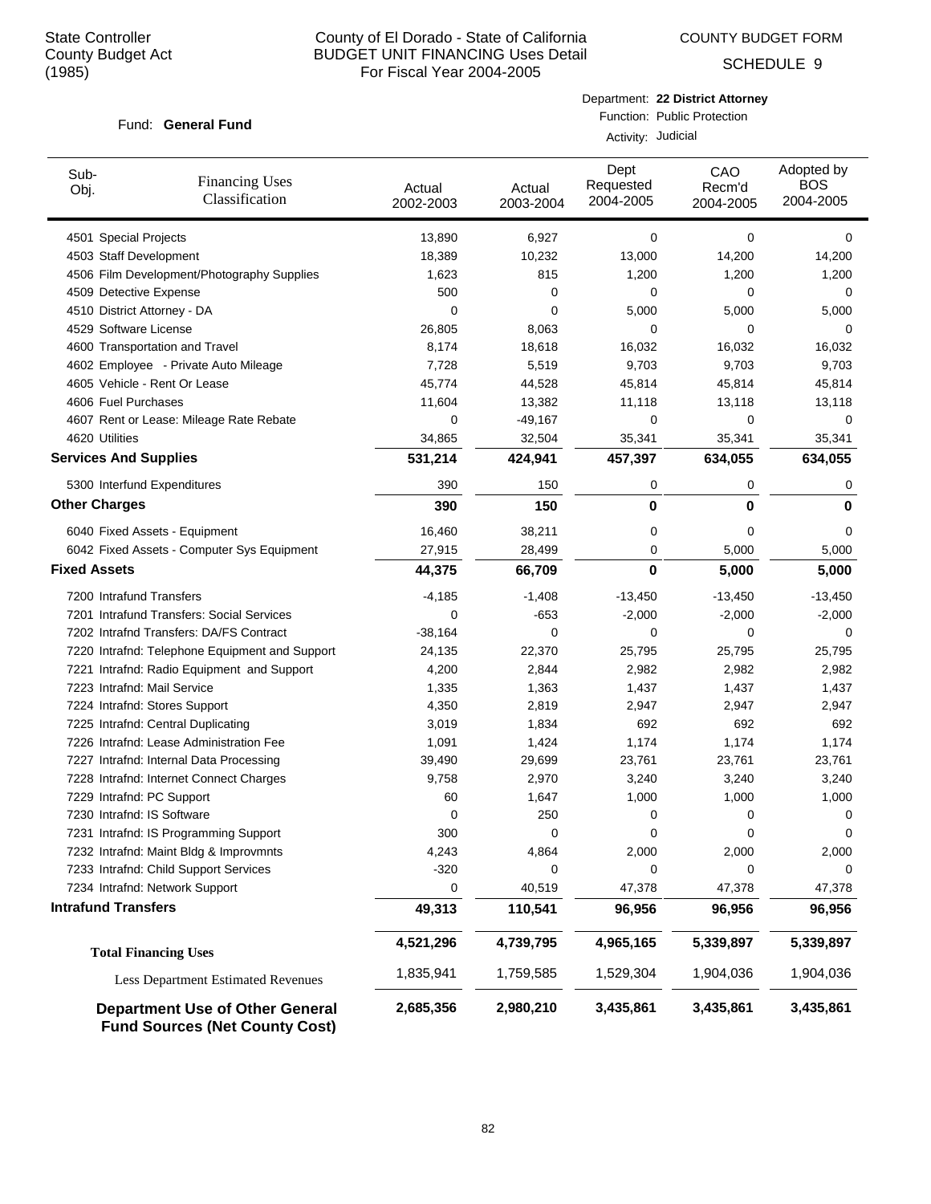State Controller
County Budget Act
(1985)

County of El Dorado - State of California
BUDGET UNIT FINANCING Uses Detail
For Fiscal Year 2004-2005

COUNTY BUDGET FORM

SCHEDULE 9

Fund: **General Fund**

Department: **22 District Attorney**
Function: Public Protection
Activity: Judicial

| Sub-Obj. | Financing Uses Classification | Actual 2002-2003 | Actual 2003-2004 | Dept Requested 2004-2005 | CAO Recm'd 2004-2005 | Adopted by BOS 2004-2005 |
|---|---|---|---|---|---|---|
| 4501 | Special Projects | 13,890 | 6,927 | 0 | 0 | 0 |
| 4503 | Staff Development | 18,389 | 10,232 | 13,000 | 14,200 | 14,200 |
| 4506 | Film Development/Photography Supplies | 1,623 | 815 | 1,200 | 1,200 | 1,200 |
| 4509 | Detective Expense | 500 | 0 | 0 | 0 | 0 |
| 4510 | District Attorney - DA | 0 | 0 | 5,000 | 5,000 | 5,000 |
| 4529 | Software License | 26,805 | 8,063 | 0 | 0 | 0 |
| 4600 | Transportation and Travel | 8,174 | 18,618 | 16,032 | 16,032 | 16,032 |
| 4602 | Employee - Private Auto Mileage | 7,728 | 5,519 | 9,703 | 9,703 | 9,703 |
| 4605 | Vehicle - Rent Or Lease | 45,774 | 44,528 | 45,814 | 45,814 | 45,814 |
| 4606 | Fuel Purchases | 11,604 | 13,382 | 11,118 | 13,118 | 13,118 |
| 4607 | Rent or Lease: Mileage Rate Rebate | 0 | -49,167 | 0 | 0 | 0 |
| 4620 | Utilities | 34,865 | 32,504 | 35,341 | 35,341 | 35,341 |
| **Services And Supplies** | | **531,214** | **424,941** | **457,397** | **634,055** | **634,055** |
| 5300 | Interfund Expenditures | 390 | 150 | 0 | 0 | 0 |
| **Other Charges** | | **390** | **150** | **0** | **0** | **0** |
| 6040 | Fixed Assets - Equipment | 16,460 | 38,211 | 0 | 0 | 0 |
| 6042 | Fixed Assets - Computer Sys Equipment | 27,915 | 28,499 | 0 | 5,000 | 5,000 |
| **Fixed Assets** | | **44,375** | **66,709** | **0** | **5,000** | **5,000** |
| 7200 | Intrafund Transfers | -4,185 | -1,408 | -13,450 | -13,450 | -13,450 |
| 7201 | Intrafund Transfers: Social Services | 0 | -653 | -2,000 | -2,000 | -2,000 |
| 7202 | Intrafnd Transfers: DA/FS Contract | -38,164 | 0 | 0 | 0 | 0 |
| 7220 | Intrafnd: Telephone Equipment and Support | 24,135 | 22,370 | 25,795 | 25,795 | 25,795 |
| 7221 | Intrafnd: Radio Equipment and Support | 4,200 | 2,844 | 2,982 | 2,982 | 2,982 |
| 7223 | Intrafnd: Mail Service | 1,335 | 1,363 | 1,437 | 1,437 | 1,437 |
| 7224 | Intrafnd: Stores Support | 4,350 | 2,819 | 2,947 | 2,947 | 2,947 |
| 7225 | Intrafnd: Central Duplicating | 3,019 | 1,834 | 692 | 692 | 692 |
| 7226 | Intrafnd: Lease Administration Fee | 1,091 | 1,424 | 1,174 | 1,174 | 1,174 |
| 7227 | Intrafnd: Internal Data Processing | 39,490 | 29,699 | 23,761 | 23,761 | 23,761 |
| 7228 | Intrafnd: Internet Connect Charges | 9,758 | 2,970 | 3,240 | 3,240 | 3,240 |
| 7229 | Intrafnd: PC Support | 60 | 1,647 | 1,000 | 1,000 | 1,000 |
| 7230 | Intrafnd: IS Software | 0 | 250 | 0 | 0 | 0 |
| 7231 | Intrafnd: IS Programming Support | 300 | 0 | 0 | 0 | 0 |
| 7232 | Intrafnd: Maint Bldg & Improvmnts | 4,243 | 4,864 | 2,000 | 2,000 | 2,000 |
| 7233 | Intrafnd: Child Support Services | -320 | 0 | 0 | 0 | 0 |
| 7234 | Intrafnd: Network Support | 0 | 40,519 | 47,378 | 47,378 | 47,378 |
| **Intrafund Transfers** | | **49,313** | **110,541** | **96,956** | **96,956** | **96,956** |
| **Total Financing Uses** | | **4,521,296** | **4,739,795** | **4,965,165** | **5,339,897** | **5,339,897** |
| Less Department Estimated Revenues | | 1,835,941 | 1,759,585 | 1,529,304 | 1,904,036 | 1,904,036 |
| **Department Use of Other General Fund Sources (Net County Cost)** | | **2,685,356** | **2,980,210** | **3,435,861** | **3,435,861** | **3,435,861** |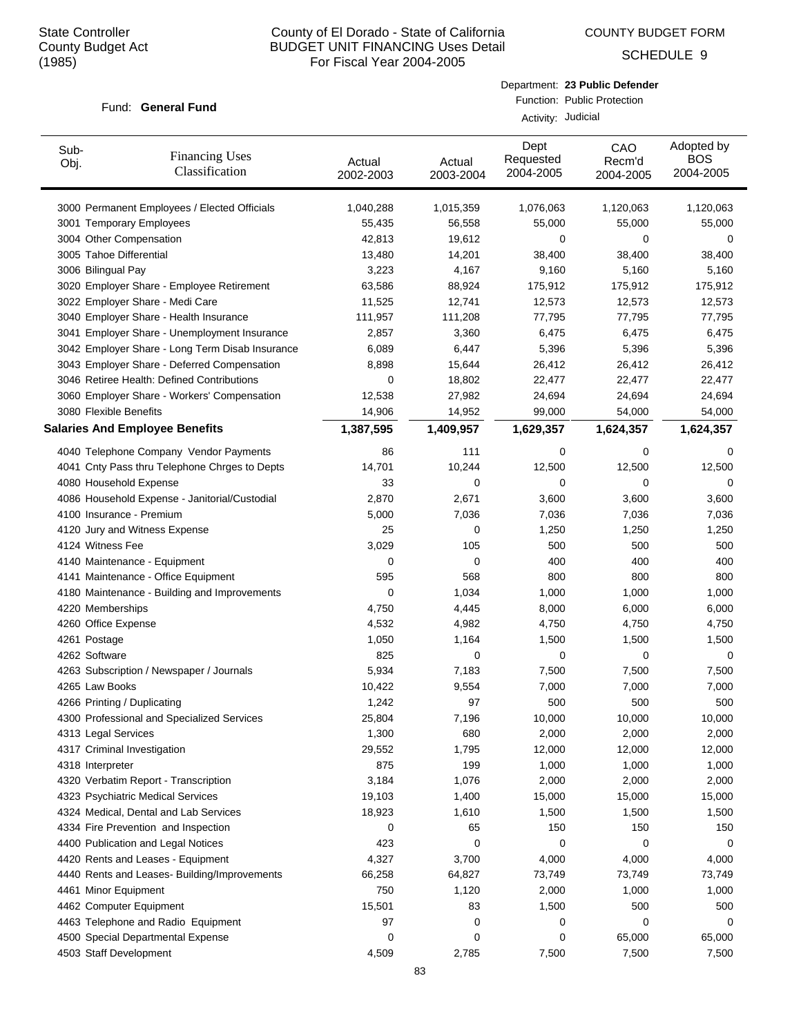State Controller
County Budget Act
(1985)

# County of El Dorado - State of California
## BUDGET UNIT FINANCING Uses Detail
### For Fiscal Year 2004-2005

COUNTY BUDGET FORM

SCHEDULE 9

Fund: **General Fund**

Department: **23 Public Defender**
Function: Public Protection
Activity: Judicial

| Sub-Obj. | Financing Uses Classification | Actual 2002-2003 | Actual 2003-2004 | Dept Requested 2004-2005 | CAO Recm'd 2004-2005 | Adopted by BOS 2004-2005 |
|---|---|---|---|---|---|---|
| 3000 | Permanent Employees / Elected Officials | 1,040,288 | 1,015,359 | 1,076,063 | 1,120,063 | 1,120,063 |
| 3001 | Temporary Employees | 55,435 | 56,558 | 55,000 | 55,000 | 55,000 |
| 3004 | Other Compensation | 42,813 | 19,612 | 0 | 0 | 0 |
| 3005 | Tahoe Differential | 13,480 | 14,201 | 38,400 | 38,400 | 38,400 |
| 3006 | Bilingual Pay | 3,223 | 4,167 | 9,160 | 5,160 | 5,160 |
| 3020 | Employer Share - Employee Retirement | 63,586 | 88,924 | 175,912 | 175,912 | 175,912 |
| 3022 | Employer Share - Medi Care | 11,525 | 12,741 | 12,573 | 12,573 | 12,573 |
| 3040 | Employer Share - Health Insurance | 111,957 | 111,208 | 77,795 | 77,795 | 77,795 |
| 3041 | Employer Share - Unemployment Insurance | 2,857 | 3,360 | 6,475 | 6,475 | 6,475 |
| 3042 | Employer Share - Long Term Disab Insurance | 6,089 | 6,447 | 5,396 | 5,396 | 5,396 |
| 3043 | Employer Share - Deferred Compensation | 8,898 | 15,644 | 26,412 | 26,412 | 26,412 |
| 3046 | Retiree Health: Defined Contributions | 0 | 18,802 | 22,477 | 22,477 | 22,477 |
| 3060 | Employer Share - Workers' Compensation | 12,538 | 27,982 | 24,694 | 24,694 | 24,694 |
| 3080 | Flexible Benefits | 14,906 | 14,952 | 99,000 | 54,000 | 54,000 |
| **Salaries And Employee Benefits** | | **1,387,595** | **1,409,957** | **1,629,357** | **1,624,357** | **1,624,357** |
| 4040 | Telephone Company Vendor Payments | 86 | 111 | 0 | 0 | 0 |
| 4041 | Cnty Pass thru Telephone Chrges to Depts | 14,701 | 10,244 | 12,500 | 12,500 | 12,500 |
| 4080 | Household Expense | 33 | 0 | 0 | 0 | 0 |
| 4086 | Household Expense - Janitorial/Custodial | 2,870 | 2,671 | 3,600 | 3,600 | 3,600 |
| 4100 | Insurance - Premium | 5,000 | 7,036 | 7,036 | 7,036 | 7,036 |
| 4120 | Jury and Witness Expense | 25 | 0 | 1,250 | 1,250 | 1,250 |
| 4124 | Witness Fee | 3,029 | 105 | 500 | 500 | 500 |
| 4140 | Maintenance - Equipment | 0 | 0 | 400 | 400 | 400 |
| 4141 | Maintenance - Office Equipment | 595 | 568 | 800 | 800 | 800 |
| 4180 | Maintenance - Building and Improvements | 0 | 1,034 | 1,000 | 1,000 | 1,000 |
| 4220 | Memberships | 4,750 | 4,445 | 8,000 | 6,000 | 6,000 |
| 4260 | Office Expense | 4,532 | 4,982 | 4,750 | 4,750 | 4,750 |
| 4261 | Postage | 1,050 | 1,164 | 1,500 | 1,500 | 1,500 |
| 4262 | Software | 825 | 0 | 0 | 0 | 0 |
| 4263 | Subscription / Newspaper / Journals | 5,934 | 7,183 | 7,500 | 7,500 | 7,500 |
| 4265 | Law Books | 10,422 | 9,554 | 7,000 | 7,000 | 7,000 |
| 4266 | Printing / Duplicating | 1,242 | 97 | 500 | 500 | 500 |
| 4300 | Professional and Specialized Services | 25,804 | 7,196 | 10,000 | 10,000 | 10,000 |
| 4313 | Legal Services | 1,300 | 680 | 2,000 | 2,000 | 2,000 |
| 4317 | Criminal Investigation | 29,552 | 1,795 | 12,000 | 12,000 | 12,000 |
| 4318 | Interpreter | 875 | 199 | 1,000 | 1,000 | 1,000 |
| 4320 | Verbatim Report - Transcription | 3,184 | 1,076 | 2,000 | 2,000 | 2,000 |
| 4323 | Psychiatric Medical Services | 19,103 | 1,400 | 15,000 | 15,000 | 15,000 |
| 4324 | Medical, Dental and Lab Services | 18,923 | 1,610 | 1,500 | 1,500 | 1,500 |
| 4334 | Fire Prevention and Inspection | 0 | 65 | 150 | 150 | 150 |
| 4400 | Publication and Legal Notices | 423 | 0 | 0 | 0 | 0 |
| 4420 | Rents and Leases - Equipment | 4,327 | 3,700 | 4,000 | 4,000 | 4,000 |
| 4440 | Rents and Leases- Building/Improvements | 66,258 | 64,827 | 73,749 | 73,749 | 73,749 |
| 4461 | Minor Equipment | 750 | 1,120 | 2,000 | 1,000 | 1,000 |
| 4462 | Computer Equipment | 15,501 | 83 | 1,500 | 500 | 500 |
| 4463 | Telephone and Radio Equipment | 97 | 0 | 0 | 0 | 0 |
| 4500 | Special Departmental Expense | 0 | 0 | 0 | 65,000 | 65,000 |
| 4503 | Staff Development | 4,509 | 2,785 | 7,500 | 7,500 | 7,500 |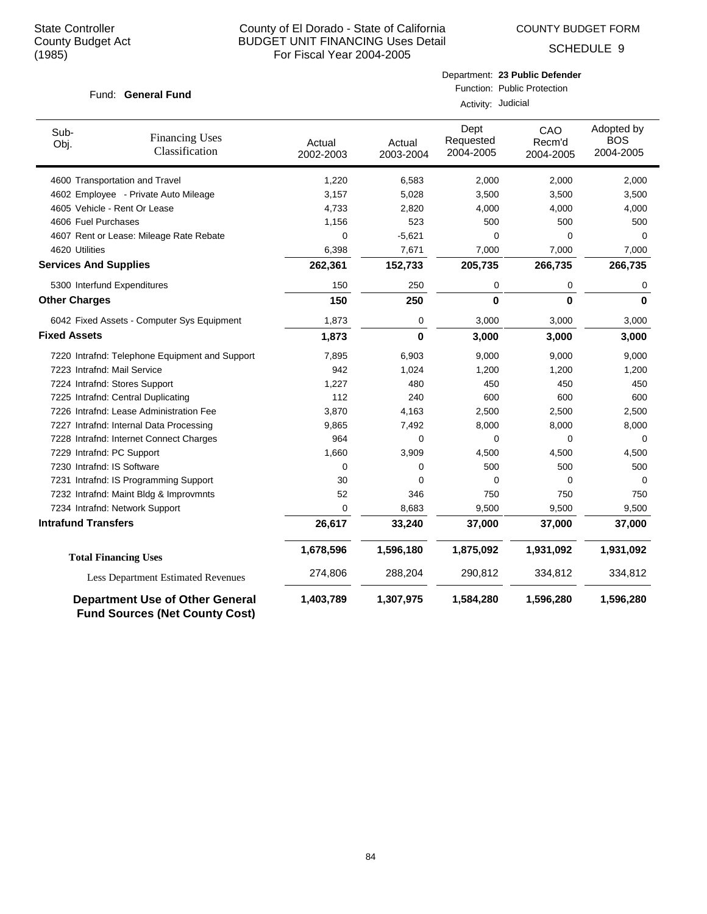State Controller
County Budget Act
(1985)

# County of El Dorado - State of California
## BUDGET UNIT FINANCING Uses Detail
For Fiscal Year 2004-2005

COUNTY BUDGET FORM

SCHEDULE 9

Fund: **General Fund**

Department: **23 Public Defender**
Function: Public Protection
Activity: Judicial

| Sub-Obj. | Financing Uses Classification | Actual 2002-2003 | Actual 2003-2004 | Dept Requested 2004-2005 | CAO Recm'd 2004-2005 | Adopted by BOS 2004-2005 |
|---|---|---|---|---|---|---|
| 4600 | Transportation and Travel | 1,220 | 6,583 | 2,000 | 2,000 | 2,000 |
| 4602 | Employee - Private Auto Mileage | 3,157 | 5,028 | 3,500 | 3,500 | 3,500 |
| 4605 | Vehicle - Rent Or Lease | 4,733 | 2,820 | 4,000 | 4,000 | 4,000 |
| 4606 | Fuel Purchases | 1,156 | 523 | 500 | 500 | 500 |
| 4607 | Rent or Lease: Mileage Rate Rebate | 0 | -5,621 | 0 | 0 | 0 |
| 4620 | Utilities | 6,398 | 7,671 | 7,000 | 7,000 | 7,000 |
| **Services And Supplies** | | **262,361** | **152,733** | **205,735** | **266,735** | **266,735** |
| 5300 | Interfund Expenditures | 150 | 250 | 0 | 0 | 0 |
| **Other Charges** | | **150** | **250** | **0** | **0** | **0** |
| 6042 | Fixed Assets - Computer Sys Equipment | 1,873 | 0 | 3,000 | 3,000 | 3,000 |
| **Fixed Assets** | | **1,873** | **0** | **3,000** | **3,000** | **3,000** |
| 7220 | Intrafnd: Telephone Equipment and Support | 7,895 | 6,903 | 9,000 | 9,000 | 9,000 |
| 7223 | Intrafnd: Mail Service | 942 | 1,024 | 1,200 | 1,200 | 1,200 |
| 7224 | Intrafnd: Stores Support | 1,227 | 480 | 450 | 450 | 450 |
| 7225 | Intrafnd: Central Duplicating | 112 | 240 | 600 | 600 | 600 |
| 7226 | Intrafnd: Lease Administration Fee | 3,870 | 4,163 | 2,500 | 2,500 | 2,500 |
| 7227 | Intrafnd: Internal Data Processing | 9,865 | 7,492 | 8,000 | 8,000 | 8,000 |
| 7228 | Intrafnd: Internet Connect Charges | 964 | 0 | 0 | 0 | 0 |
| 7229 | Intrafnd: PC Support | 1,660 | 3,909 | 4,500 | 4,500 | 4,500 |
| 7230 | Intrafnd: IS Software | 0 | 0 | 500 | 500 | 500 |
| 7231 | Intrafnd: IS Programming Support | 30 | 0 | 0 | 0 | 0 |
| 7232 | Intrafnd: Maint Bldg & Improvmnts | 52 | 346 | 750 | 750 | 750 |
| 7234 | Intrafnd: Network Support | 0 | 8,683 | 9,500 | 9,500 | 9,500 |
| **Intrafund Transfers** | | **26,617** | **33,240** | **37,000** | **37,000** | **37,000** |
| **Total Financing Uses** | | **1,678,596** | **1,596,180** | **1,875,092** | **1,931,092** | **1,931,092** |
| Less Department Estimated Revenues | | 274,806 | 288,204 | 290,812 | 334,812 | 334,812 |
| **Department Use of Other General Fund Sources (Net County Cost)** | | **1,403,789** | **1,307,975** | **1,584,280** | **1,596,280** | **1,596,280** |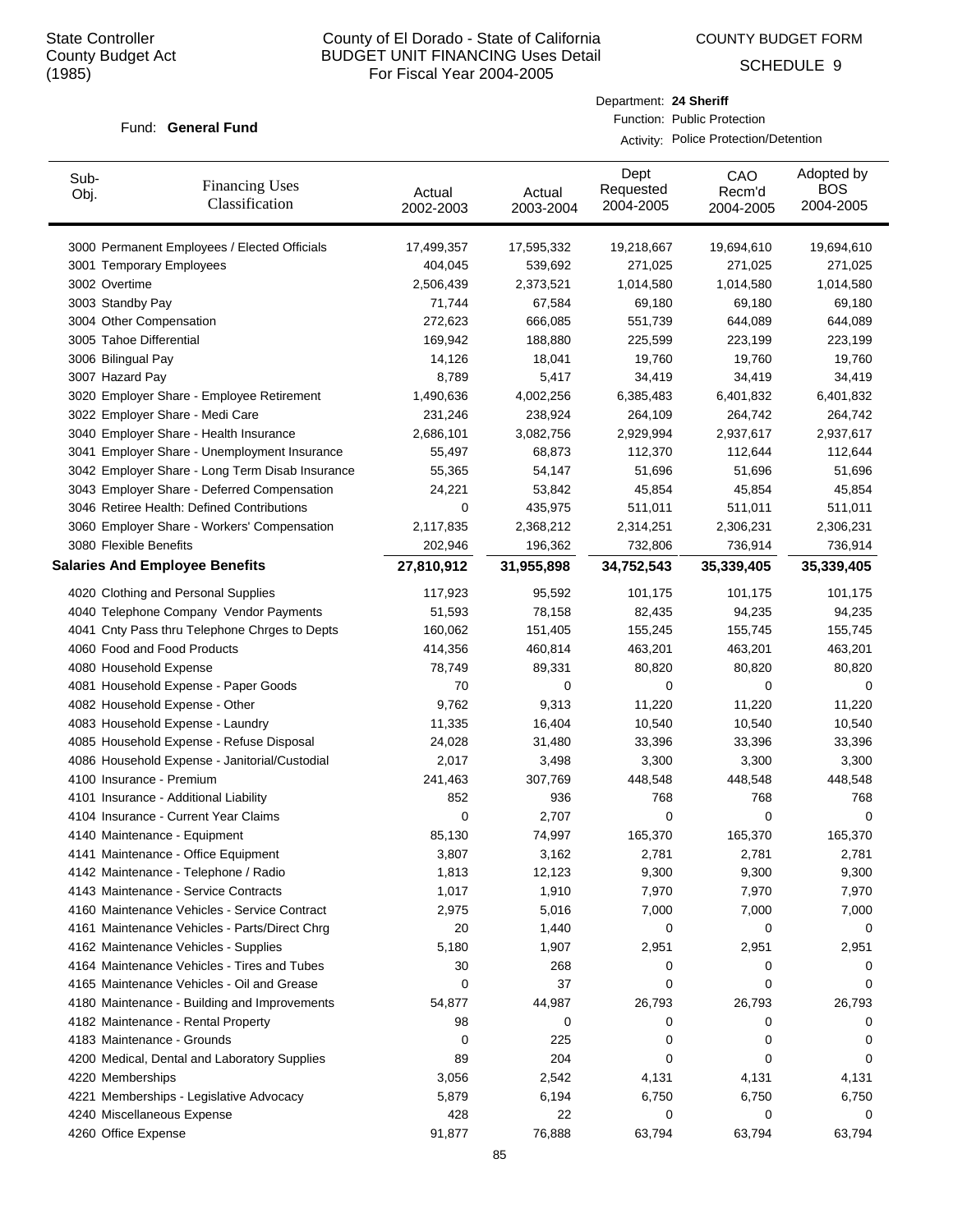State Controller
County Budget Act
(1985)

County of El Dorado - State of California
BUDGET UNIT FINANCING Uses Detail
For Fiscal Year 2004-2005

COUNTY BUDGET FORM
SCHEDULE 9

Fund: **General Fund**

Department: **24 Sheriff**
Function: Public Protection
Activity: Police Protection/Detention

| Sub-Obj. | Financing Uses Classification | Actual 2002-2003 | Actual 2003-2004 | Dept Requested 2004-2005 | CAO Recm'd 2004-2005 | Adopted by BOS 2004-2005 |
|---|---|---|---|---|---|---|
| 3000 | Permanent Employees / Elected Officials | 17,499,357 | 17,595,332 | 19,218,667 | 19,694,610 | 19,694,610 |
| 3001 | Temporary Employees | 404,045 | 539,692 | 271,025 | 271,025 | 271,025 |
| 3002 | Overtime | 2,506,439 | 2,373,521 | 1,014,580 | 1,014,580 | 1,014,580 |
| 3003 | Standby Pay | 71,744 | 67,584 | 69,180 | 69,180 | 69,180 |
| 3004 | Other Compensation | 272,623 | 666,085 | 551,739 | 644,089 | 644,089 |
| 3005 | Tahoe Differential | 169,942 | 188,880 | 225,599 | 223,199 | 223,199 |
| 3006 | Bilingual Pay | 14,126 | 18,041 | 19,760 | 19,760 | 19,760 |
| 3007 | Hazard Pay | 8,789 | 5,417 | 34,419 | 34,419 | 34,419 |
| 3020 | Employer Share - Employee Retirement | 1,490,636 | 4,002,256 | 6,385,483 | 6,401,832 | 6,401,832 |
| 3022 | Employer Share - Medi Care | 231,246 | 238,924 | 264,109 | 264,742 | 264,742 |
| 3040 | Employer Share - Health Insurance | 2,686,101 | 3,082,756 | 2,929,994 | 2,937,617 | 2,937,617 |
| 3041 | Employer Share - Unemployment Insurance | 55,497 | 68,873 | 112,370 | 112,644 | 112,644 |
| 3042 | Employer Share - Long Term Disab Insurance | 55,365 | 54,147 | 51,696 | 51,696 | 51,696 |
| 3043 | Employer Share - Deferred Compensation | 24,221 | 53,842 | 45,854 | 45,854 | 45,854 |
| 3046 | Retiree Health: Defined Contributions | 0 | 435,975 | 511,011 | 511,011 | 511,011 |
| 3060 | Employer Share - Workers' Compensation | 2,117,835 | 2,368,212 | 2,314,251 | 2,306,231 | 2,306,231 |
| 3080 | Flexible Benefits | 202,946 | 196,362 | 732,806 | 736,914 | 736,914 |
| **Salaries And Employee Benefits** | | **27,810,912** | **31,955,898** | **34,752,543** | **35,339,405** | **35,339,405** |
| 4020 | Clothing and Personal Supplies | 117,923 | 95,592 | 101,175 | 101,175 | 101,175 |
| 4040 | Telephone Company Vendor Payments | 51,593 | 78,158 | 82,435 | 94,235 | 94,235 |
| 4041 | Cnty Pass thru Telephone Chrges to Depts | 160,062 | 151,405 | 155,245 | 155,745 | 155,745 |
| 4060 | Food and Food Products | 414,356 | 460,814 | 463,201 | 463,201 | 463,201 |
| 4080 | Household Expense | 78,749 | 89,331 | 80,820 | 80,820 | 80,820 |
| 4081 | Household Expense - Paper Goods | 70 | 0 | 0 | 0 | 0 |
| 4082 | Household Expense - Other | 9,762 | 9,313 | 11,220 | 11,220 | 11,220 |
| 4083 | Household Expense - Laundry | 11,335 | 16,404 | 10,540 | 10,540 | 10,540 |
| 4085 | Household Expense - Refuse Disposal | 24,028 | 31,480 | 33,396 | 33,396 | 33,396 |
| 4086 | Household Expense - Janitorial/Custodial | 2,017 | 3,498 | 3,300 | 3,300 | 3,300 |
| 4100 | Insurance - Premium | 241,463 | 307,769 | 448,548 | 448,548 | 448,548 |
| 4101 | Insurance - Additional Liability | 852 | 936 | 768 | 768 | 768 |
| 4104 | Insurance - Current Year Claims | 0 | 2,707 | 0 | 0 | 0 |
| 4140 | Maintenance - Equipment | 85,130 | 74,997 | 165,370 | 165,370 | 165,370 |
| 4141 | Maintenance - Office Equipment | 3,807 | 3,162 | 2,781 | 2,781 | 2,781 |
| 4142 | Maintenance - Telephone / Radio | 1,813 | 12,123 | 9,300 | 9,300 | 9,300 |
| 4143 | Maintenance - Service Contracts | 1,017 | 1,910 | 7,970 | 7,970 | 7,970 |
| 4160 | Maintenance Vehicles - Service Contract | 2,975 | 5,016 | 7,000 | 7,000 | 7,000 |
| 4161 | Maintenance Vehicles - Parts/Direct Chrg | 20 | 1,440 | 0 | 0 | 0 |
| 4162 | Maintenance Vehicles - Supplies | 5,180 | 1,907 | 2,951 | 2,951 | 2,951 |
| 4164 | Maintenance Vehicles - Tires and Tubes | 30 | 268 | 0 | 0 | 0 |
| 4165 | Maintenance Vehicles - Oil and Grease | 0 | 37 | 0 | 0 | 0 |
| 4180 | Maintenance - Building and Improvements | 54,877 | 44,987 | 26,793 | 26,793 | 26,793 |
| 4182 | Maintenance - Rental Property | 98 | 0 | 0 | 0 | 0 |
| 4183 | Maintenance - Grounds | 0 | 225 | 0 | 0 | 0 |
| 4200 | Medical, Dental and Laboratory Supplies | 89 | 204 | 0 | 0 | 0 |
| 4220 | Memberships | 3,056 | 2,542 | 4,131 | 4,131 | 4,131 |
| 4221 | Memberships - Legislative Advocacy | 5,879 | 6,194 | 6,750 | 6,750 | 6,750 |
| 4240 | Miscellaneous Expense | 428 | 22 | 0 | 0 | 0 |
| 4260 | Office Expense | 91,877 | 76,888 | 63,794 | 63,794 | 63,794 |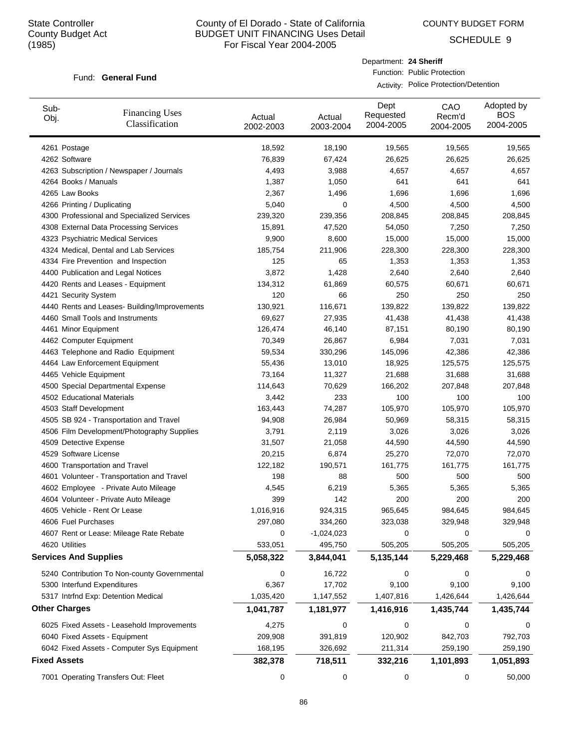State Controller
County Budget Act
(1985)

# County of El Dorado - State of California
## BUDGET UNIT FINANCING Uses Detail
### For Fiscal Year 2004-2005

COUNTY BUDGET FORM

SCHEDULE 9

Fund: **General Fund**

Department: **24 Sheriff**
Function: Public Protection
Activity: Police Protection/Detention

| Sub-Obj. | Financing Uses Classification | Actual 2002-2003 | Actual 2003-2004 | Dept Requested 2004-2005 | CAO Recm'd 2004-2005 | Adopted by BOS 2004-2005 |
|---|---|---|---|---|---|---|
| 4261 | Postage | 18,592 | 18,190 | 19,565 | 19,565 | 19,565 |
| 4262 | Software | 76,839 | 67,424 | 26,625 | 26,625 | 26,625 |
| 4263 | Subscription / Newspaper / Journals | 4,493 | 3,988 | 4,657 | 4,657 | 4,657 |
| 4264 | Books / Manuals | 1,387 | 1,050 | 641 | 641 | 641 |
| 4265 | Law Books | 2,367 | 1,496 | 1,696 | 1,696 | 1,696 |
| 4266 | Printing / Duplicating | 5,040 | 0 | 4,500 | 4,500 | 4,500 |
| 4300 | Professional and Specialized Services | 239,320 | 239,356 | 208,845 | 208,845 | 208,845 |
| 4308 | External Data Processing Services | 15,891 | 47,520 | 54,050 | 7,250 | 7,250 |
| 4323 | Psychiatric Medical Services | 9,900 | 8,600 | 15,000 | 15,000 | 15,000 |
| 4324 | Medical, Dental and Lab Services | 185,754 | 211,906 | 228,300 | 228,300 | 228,300 |
| 4334 | Fire Prevention and Inspection | 125 | 65 | 1,353 | 1,353 | 1,353 |
| 4400 | Publication and Legal Notices | 3,872 | 1,428 | 2,640 | 2,640 | 2,640 |
| 4420 | Rents and Leases - Equipment | 134,312 | 61,869 | 60,575 | 60,671 | 60,671 |
| 4421 | Security System | 120 | 66 | 250 | 250 | 250 |
| 4440 | Rents and Leases- Building/Improvements | 130,921 | 116,671 | 139,822 | 139,822 | 139,822 |
| 4460 | Small Tools and Instruments | 69,627 | 27,935 | 41,438 | 41,438 | 41,438 |
| 4461 | Minor Equipment | 126,474 | 46,140 | 87,151 | 80,190 | 80,190 |
| 4462 | Computer Equipment | 70,349 | 26,867 | 6,984 | 7,031 | 7,031 |
| 4463 | Telephone and Radio Equipment | 59,534 | 330,296 | 145,096 | 42,386 | 42,386 |
| 4464 | Law Enforcement Equipment | 55,436 | 13,010 | 18,925 | 125,575 | 125,575 |
| 4465 | Vehicle Equipment | 73,164 | 11,327 | 21,688 | 31,688 | 31,688 |
| 4500 | Special Departmental Expense | 114,643 | 70,629 | 166,202 | 207,848 | 207,848 |
| 4502 | Educational Materials | 3,442 | 233 | 100 | 100 | 100 |
| 4503 | Staff Development | 163,443 | 74,287 | 105,970 | 105,970 | 105,970 |
| 4505 | SB 924 - Transportation and Travel | 94,908 | 26,984 | 50,969 | 58,315 | 58,315 |
| 4506 | Film Development/Photography Supplies | 3,791 | 2,119 | 3,026 | 3,026 | 3,026 |
| 4509 | Detective Expense | 31,507 | 21,058 | 44,590 | 44,590 | 44,590 |
| 4529 | Software License | 20,215 | 6,874 | 25,270 | 72,070 | 72,070 |
| 4600 | Transportation and Travel | 122,182 | 190,571 | 161,775 | 161,775 | 161,775 |
| 4601 | Volunteer - Transportation and Travel | 198 | 88 | 500 | 500 | 500 |
| 4602 | Employee - Private Auto Mileage | 4,545 | 6,219 | 5,365 | 5,365 | 5,365 |
| 4604 | Volunteer - Private Auto Mileage | 399 | 142 | 200 | 200 | 200 |
| 4605 | Vehicle - Rent Or Lease | 1,016,916 | 924,315 | 965,645 | 984,645 | 984,645 |
| 4606 | Fuel Purchases | 297,080 | 334,260 | 323,038 | 329,948 | 329,948 |
| 4607 | Rent or Lease: Mileage Rate Rebate | 0 | -1,024,023 | 0 | 0 | 0 |
| 4620 | Utilities | 533,051 | 495,750 | 505,205 | 505,205 | 505,205 |
| **Services And Supplies** | | **5,058,322** | **3,844,041** | **5,135,144** | **5,229,468** | **5,229,468** |
| 5240 | Contribution To Non-county Governmental | 0 | 16,722 | 0 | 0 | 0 |
| 5300 | Interfund Expenditures | 6,367 | 17,702 | 9,100 | 9,100 | 9,100 |
| 5317 | Intrfnd Exp: Detention Medical | 1,035,420 | 1,147,552 | 1,407,816 | 1,426,644 | 1,426,644 |
| **Other Charges** | | **1,041,787** | **1,181,977** | **1,416,916** | **1,435,744** | **1,435,744** |
| 6025 | Fixed Assets - Leasehold Improvements | 4,275 | 0 | 0 | 0 | 0 |
| 6040 | Fixed Assets - Equipment | 209,908 | 391,819 | 120,902 | 842,703 | 792,703 |
| 6042 | Fixed Assets - Computer Sys Equipment | 168,195 | 326,692 | 211,314 | 259,190 | 259,190 |
| **Fixed Assets** | | **382,378** | **718,511** | **332,216** | **1,101,893** | **1,051,893** |
| 7001 | Operating Transfers Out: Fleet | 0 | 0 | 0 | 0 | 50,000 |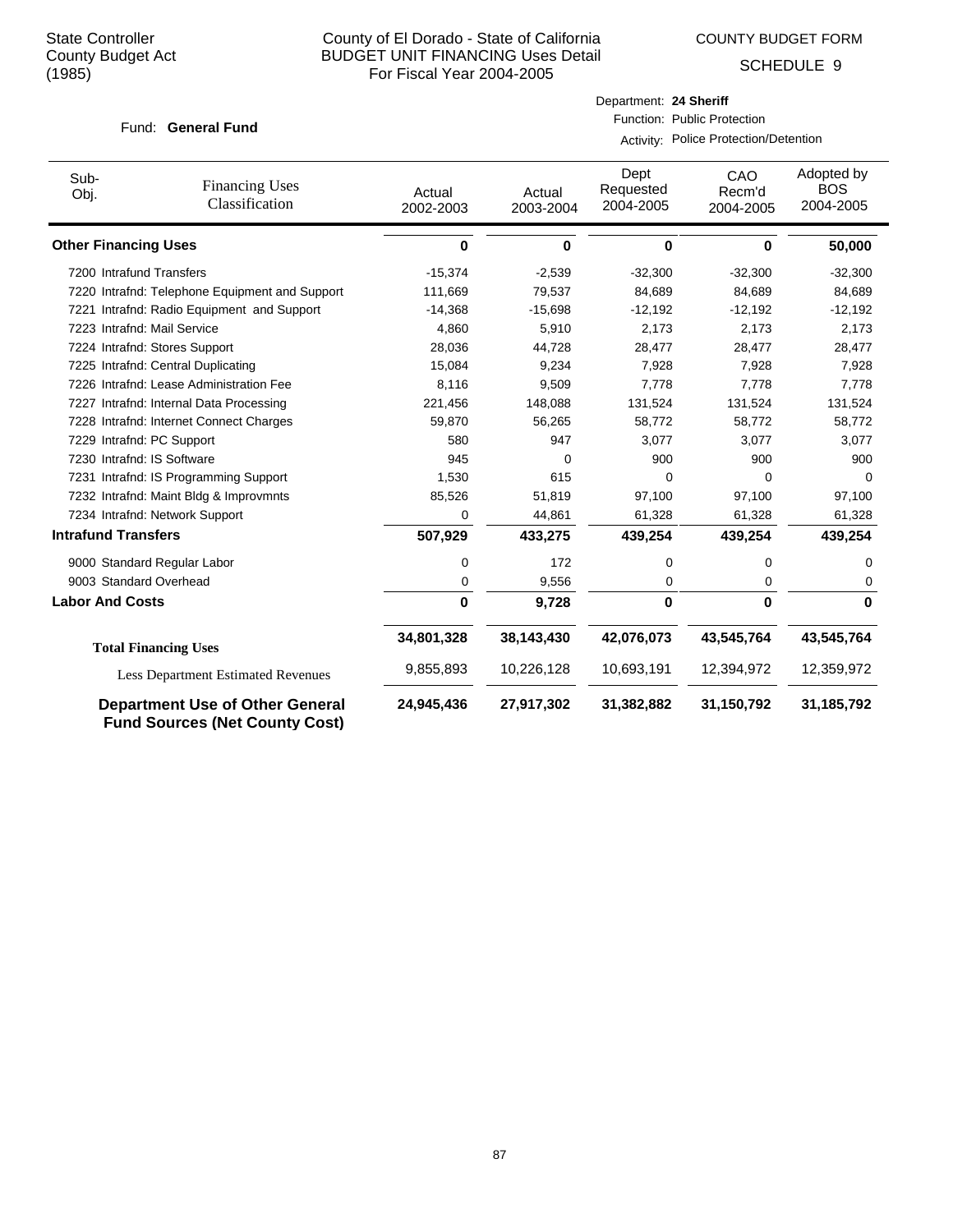State Controller
County Budget Act
(1985)

County of El Dorado - State of California
BUDGET UNIT FINANCING Uses Detail
For Fiscal Year 2004-2005

COUNTY BUDGET FORM
SCHEDULE 9

Fund: **General Fund**

Department: **24 Sheriff**
Function: Public Protection
Activity: Police Protection/Detention

| Sub-Obj. | Financing Uses Classification | Actual 2002-2003 | Actual 2003-2004 | Dept Requested 2004-2005 | CAO Recm'd 2004-2005 | Adopted by BOS 2004-2005 |
|---|---|---|---|---|---|---|
| **Other Financing Uses** | | **0** | **0** | **0** | **0** | **50,000** |
| 7200 | Intrafund Transfers | -15,374 | -2,539 | -32,300 | -32,300 | -32,300 |
| 7220 | Intrafnd: Telephone Equipment and Support | 111,669 | 79,537 | 84,689 | 84,689 | 84,689 |
| 7221 | Intrafnd: Radio Equipment and Support | -14,368 | -15,698 | -12,192 | -12,192 | -12,192 |
| 7223 | Intrafnd: Mail Service | 4,860 | 5,910 | 2,173 | 2,173 | 2,173 |
| 7224 | Intrafnd: Stores Support | 28,036 | 44,728 | 28,477 | 28,477 | 28,477 |
| 7225 | Intrafnd: Central Duplicating | 15,084 | 9,234 | 7,928 | 7,928 | 7,928 |
| 7226 | Intrafnd: Lease Administration Fee | 8,116 | 9,509 | 7,778 | 7,778 | 7,778 |
| 7227 | Intrafnd: Internal Data Processing | 221,456 | 148,088 | 131,524 | 131,524 | 131,524 |
| 7228 | Intrafnd: Internet Connect Charges | 59,870 | 56,265 | 58,772 | 58,772 | 58,772 |
| 7229 | Intrafnd: PC Support | 580 | 947 | 3,077 | 3,077 | 3,077 |
| 7230 | Intrafnd: IS Software | 945 | 0 | 900 | 900 | 900 |
| 7231 | Intrafnd: IS Programming Support | 1,530 | 615 | 0 | 0 | 0 |
| 7232 | Intrafnd: Maint Bldg & Improvmnts | 85,526 | 51,819 | 97,100 | 97,100 | 97,100 |
| 7234 | Intrafnd: Network Support | 0 | 44,861 | 61,328 | 61,328 | 61,328 |
| **Intrafund Transfers** | | **507,929** | **433,275** | **439,254** | **439,254** | **439,254** |
| 9000 | Standard Regular Labor | 0 | 172 | 0 | 0 | 0 |
| 9003 | Standard Overhead | 0 | 9,556 | 0 | 0 | 0 |
| **Labor And Costs** | | **0** | **9,728** | **0** | **0** | **0** |
| | **Total Financing Uses** | **34,801,328** | **38,143,430** | **42,076,073** | **43,545,764** | **43,545,764** |
| | Less Department Estimated Revenues | 9,855,893 | 10,226,128 | 10,693,191 | 12,394,972 | 12,359,972 |
| | **Department Use of Other General Fund Sources (Net County Cost)** | **24,945,436** | **27,917,302** | **31,382,882** | **31,150,792** | **31,185,792** |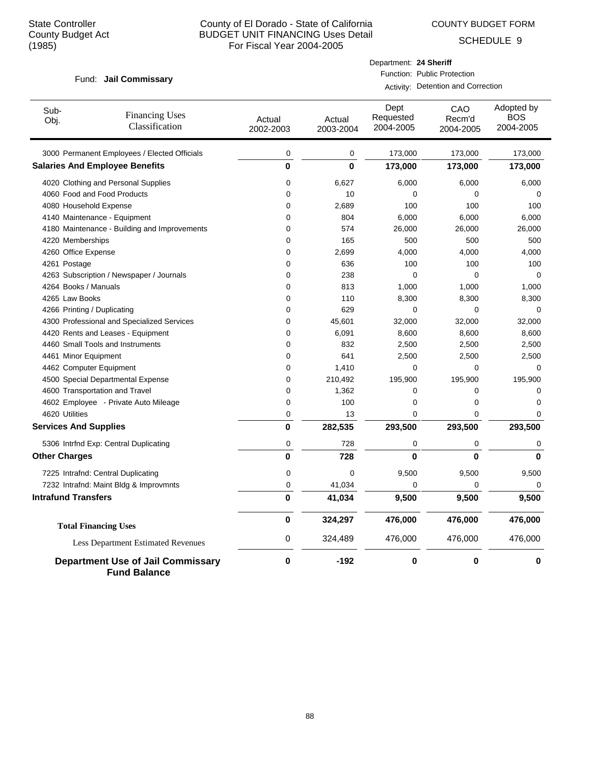State Controller
County Budget Act
(1985)

County of El Dorado - State of California
BUDGET UNIT FINANCING Uses Detail
For Fiscal Year 2004-2005

COUNTY BUDGET FORM
SCHEDULE 9

Fund: **Jail Commissary**

Department: **24 Sheriff**
Function: Public Protection
Activity: Detention and Correction

| Sub-Obj. | Financing Uses Classification | Actual 2002-2003 | Actual 2003-2004 | Dept Requested 2004-2005 | CAO Recm'd 2004-2005 | Adopted by BOS 2004-2005 |
|---|---|---|---|---|---|---|
| 3000 | Permanent Employees / Elected Officials | 0 | 0 | 173,000 | 173,000 | 173,000 |
| **Salaries And Employee Benefits** | | **0** | **0** | **173,000** | **173,000** | **173,000** |
| 4020 | Clothing and Personal Supplies | 0 | 6,627 | 6,000 | 6,000 | 6,000 |
| 4060 | Food and Food Products | 0 | 10 | 0 | 0 | 0 |
| 4080 | Household Expense | 0 | 2,689 | 100 | 100 | 100 |
| 4140 | Maintenance - Equipment | 0 | 804 | 6,000 | 6,000 | 6,000 |
| 4180 | Maintenance - Building and Improvements | 0 | 574 | 26,000 | 26,000 | 26,000 |
| 4220 | Memberships | 0 | 165 | 500 | 500 | 500 |
| 4260 | Office Expense | 0 | 2,699 | 4,000 | 4,000 | 4,000 |
| 4261 | Postage | 0 | 636 | 100 | 100 | 100 |
| 4263 | Subscription / Newspaper / Journals | 0 | 238 | 0 | 0 | 0 |
| 4264 | Books / Manuals | 0 | 813 | 1,000 | 1,000 | 1,000 |
| 4265 | Law Books | 0 | 110 | 8,300 | 8,300 | 8,300 |
| 4266 | Printing / Duplicating | 0 | 629 | 0 | 0 | 0 |
| 4300 | Professional and Specialized Services | 0 | 45,601 | 32,000 | 32,000 | 32,000 |
| 4420 | Rents and Leases - Equipment | 0 | 6,091 | 8,600 | 8,600 | 8,600 |
| 4460 | Small Tools and Instruments | 0 | 832 | 2,500 | 2,500 | 2,500 |
| 4461 | Minor Equipment | 0 | 641 | 2,500 | 2,500 | 2,500 |
| 4462 | Computer Equipment | 0 | 1,410 | 0 | 0 | 0 |
| 4500 | Special Departmental Expense | 0 | 210,492 | 195,900 | 195,900 | 195,900 |
| 4600 | Transportation and Travel | 0 | 1,362 | 0 | 0 | 0 |
| 4602 | Employee - Private Auto Mileage | 0 | 100 | 0 | 0 | 0 |
| 4620 | Utilities | 0 | 13 | 0 | 0 | 0 |
| **Services And Supplies** | | **0** | **282,535** | **293,500** | **293,500** | **293,500** |
| 5306 | Intrfnd Exp: Central Duplicating | 0 | 728 | 0 | 0 | 0 |
| **Other Charges** | | **0** | **728** | **0** | **0** | **0** |
| 7225 | Intrafnd: Central Duplicating | 0 | 0 | 9,500 | 9,500 | 9,500 |
| 7232 | Intrafnd: Maint Bldg & Improvmnts | 0 | 41,034 | 0 | 0 | 0 |
| **Intrafund Transfers** | | **0** | **41,034** | **9,500** | **9,500** | **9,500** |
| **Total Financing Uses** | | **0** | **324,297** | **476,000** | **476,000** | **476,000** |
| Less Department Estimated Revenues | | 0 | 324,489 | 476,000 | 476,000 | 476,000 |
| **Department Use of Jail Commissary Fund Balance** | | **0** | **-192** | **0** | **0** | **0** |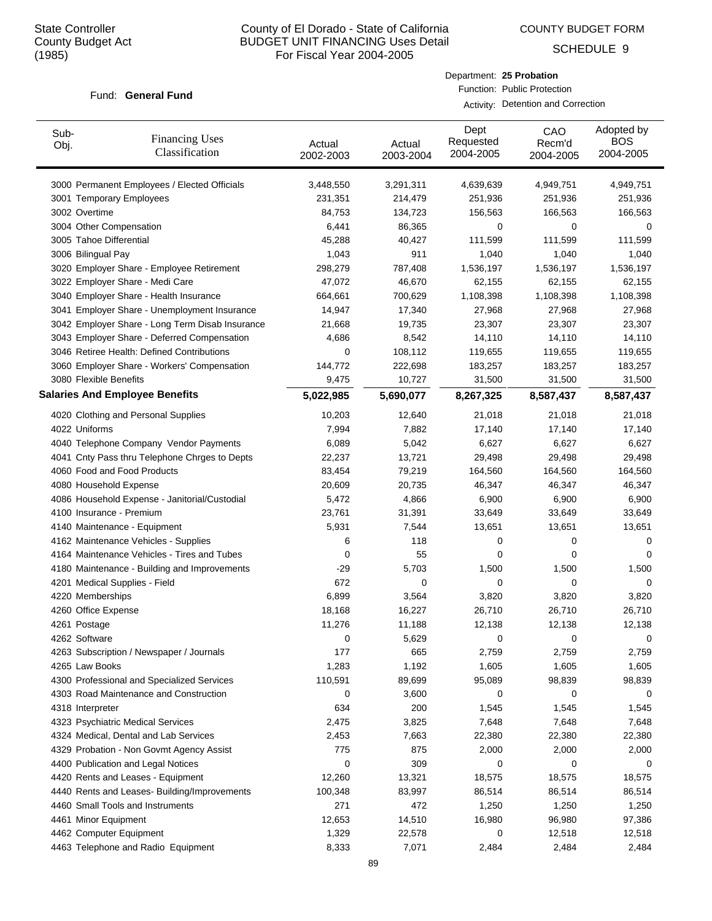State Controller
County Budget Act
(1985)

# County of El Dorado - State of California
## BUDGET UNIT FINANCING Uses Detail
### For Fiscal Year 2004-2005

COUNTY BUDGET FORM

SCHEDULE 9

Fund: **General Fund**

Department: **25 Probation**
Function: Public Protection
Activity: Detention and Correction

| Sub-Obj. | Financing Uses Classification | Actual 2002-2003 | Actual 2003-2004 | Dept Requested 2004-2005 | CAO Recm'd 2004-2005 | Adopted by BOS 2004-2005 |
|---|---|---|---|---|---|---|
| 3000 | Permanent Employees / Elected Officials | 3,448,550 | 3,291,311 | 4,639,639 | 4,949,751 | 4,949,751 |
| 3001 | Temporary Employees | 231,351 | 214,479 | 251,936 | 251,936 | 251,936 |
| 3002 | Overtime | 84,753 | 134,723 | 156,563 | 166,563 | 166,563 |
| 3004 | Other Compensation | 6,441 | 86,365 | 0 | 0 | 0 |
| 3005 | Tahoe Differential | 45,288 | 40,427 | 111,599 | 111,599 | 111,599 |
| 3006 | Bilingual Pay | 1,043 | 911 | 1,040 | 1,040 | 1,040 |
| 3020 | Employer Share - Employee Retirement | 298,279 | 787,408 | 1,536,197 | 1,536,197 | 1,536,197 |
| 3022 | Employer Share - Medi Care | 47,072 | 46,670 | 62,155 | 62,155 | 62,155 |
| 3040 | Employer Share - Health Insurance | 664,661 | 700,629 | 1,108,398 | 1,108,398 | 1,108,398 |
| 3041 | Employer Share - Unemployment Insurance | 14,947 | 17,340 | 27,968 | 27,968 | 27,968 |
| 3042 | Employer Share - Long Term Disab Insurance | 21,668 | 19,735 | 23,307 | 23,307 | 23,307 |
| 3043 | Employer Share - Deferred Compensation | 4,686 | 8,542 | 14,110 | 14,110 | 14,110 |
| 3046 | Retiree Health: Defined Contributions | 0 | 108,112 | 119,655 | 119,655 | 119,655 |
| 3060 | Employer Share - Workers' Compensation | 144,772 | 222,698 | 183,257 | 183,257 | 183,257 |
| 3080 | Flexible Benefits | 9,475 | 10,727 | 31,500 | 31,500 | 31,500 |
| **Salaries And Employee Benefits** | | **5,022,985** | **5,690,077** | **8,267,325** | **8,587,437** | **8,587,437** |
| 4020 | Clothing and Personal Supplies | 10,203 | 12,640 | 21,018 | 21,018 | 21,018 |
| 4022 | Uniforms | 7,994 | 7,882 | 17,140 | 17,140 | 17,140 |
| 4040 | Telephone Company Vendor Payments | 6,089 | 5,042 | 6,627 | 6,627 | 6,627 |
| 4041 | Cnty Pass thru Telephone Chrges to Depts | 22,237 | 13,721 | 29,498 | 29,498 | 29,498 |
| 4060 | Food and Food Products | 83,454 | 79,219 | 164,560 | 164,560 | 164,560 |
| 4080 | Household Expense | 20,609 | 20,735 | 46,347 | 46,347 | 46,347 |
| 4086 | Household Expense - Janitorial/Custodial | 5,472 | 4,866 | 6,900 | 6,900 | 6,900 |
| 4100 | Insurance - Premium | 23,761 | 31,391 | 33,649 | 33,649 | 33,649 |
| 4140 | Maintenance - Equipment | 5,931 | 7,544 | 13,651 | 13,651 | 13,651 |
| 4162 | Maintenance Vehicles - Supplies | 6 | 118 | 0 | 0 | 0 |
| 4164 | Maintenance Vehicles - Tires and Tubes | 0 | 55 | 0 | 0 | 0 |
| 4180 | Maintenance - Building and Improvements | -29 | 5,703 | 1,500 | 1,500 | 1,500 |
| 4201 | Medical Supplies - Field | 672 | 0 | 0 | 0 | 0 |
| 4220 | Memberships | 6,899 | 3,564 | 3,820 | 3,820 | 3,820 |
| 4260 | Office Expense | 18,168 | 16,227 | 26,710 | 26,710 | 26,710 |
| 4261 | Postage | 11,276 | 11,188 | 12,138 | 12,138 | 12,138 |
| 4262 | Software | 0 | 5,629 | 0 | 0 | 0 |
| 4263 | Subscription / Newspaper / Journals | 177 | 665 | 2,759 | 2,759 | 2,759 |
| 4265 | Law Books | 1,283 | 1,192 | 1,605 | 1,605 | 1,605 |
| 4300 | Professional and Specialized Services | 110,591 | 89,699 | 95,089 | 98,839 | 98,839 |
| 4303 | Road Maintenance and Construction | 0 | 3,600 | 0 | 0 | 0 |
| 4318 | Interpreter | 634 | 200 | 1,545 | 1,545 | 1,545 |
| 4323 | Psychiatric Medical Services | 2,475 | 3,825 | 7,648 | 7,648 | 7,648 |
| 4324 | Medical, Dental and Lab Services | 2,453 | 7,663 | 22,380 | 22,380 | 22,380 |
| 4329 | Probation - Non Govmt Agency Assist | 775 | 875 | 2,000 | 2,000 | 2,000 |
| 4400 | Publication and Legal Notices | 0 | 309 | 0 | 0 | 0 |
| 4420 | Rents and Leases - Equipment | 12,260 | 13,321 | 18,575 | 18,575 | 18,575 |
| 4440 | Rents and Leases- Building/Improvements | 100,348 | 83,997 | 86,514 | 86,514 | 86,514 |
| 4460 | Small Tools and Instruments | 271 | 472 | 1,250 | 1,250 | 1,250 |
| 4461 | Minor Equipment | 12,653 | 14,510 | 16,980 | 96,980 | 97,386 |
| 4462 | Computer Equipment | 1,329 | 22,578 | 0 | 12,518 | 12,518 |
| 4463 | Telephone and Radio Equipment | 8,333 | 7,071 | 2,484 | 2,484 | 2,484 |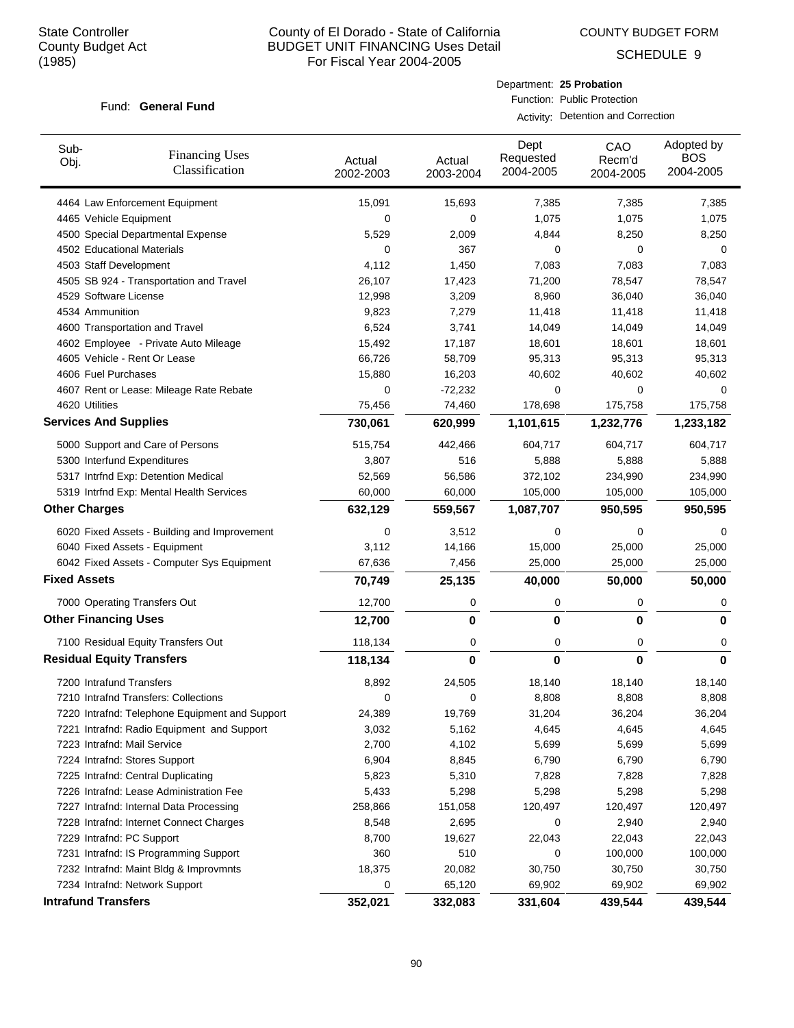State Controller
County Budget Act
(1985)

# County of El Dorado - State of California
## BUDGET UNIT FINANCING Uses Detail
For Fiscal Year 2004-2005

COUNTY BUDGET FORM

SCHEDULE 9

Fund: **General Fund**

Department: **25 Probation**
Function: Public Protection
Activity: Detention and Correction

| Sub-Obj. | Financing Uses Classification | Actual 2002-2003 | Actual 2003-2004 | Dept Requested 2004-2005 | CAO Recm'd 2004-2005 | Adopted by BOS 2004-2005 |
|---|---|---|---|---|---|---|
| 4464 | Law Enforcement Equipment | 15,091 | 15,693 | 7,385 | 7,385 | 7,385 |
| 4465 | Vehicle Equipment | 0 | 0 | 1,075 | 1,075 | 1,075 |
| 4500 | Special Departmental Expense | 5,529 | 2,009 | 4,844 | 8,250 | 8,250 |
| 4502 | Educational Materials | 0 | 367 | 0 | 0 | 0 |
| 4503 | Staff Development | 4,112 | 1,450 | 7,083 | 7,083 | 7,083 |
| 4505 | SB 924 - Transportation and Travel | 26,107 | 17,423 | 71,200 | 78,547 | 78,547 |
| 4529 | Software License | 12,998 | 3,209 | 8,960 | 36,040 | 36,040 |
| 4534 | Ammunition | 9,823 | 7,279 | 11,418 | 11,418 | 11,418 |
| 4600 | Transportation and Travel | 6,524 | 3,741 | 14,049 | 14,049 | 14,049 |
| 4602 | Employee - Private Auto Mileage | 15,492 | 17,187 | 18,601 | 18,601 | 18,601 |
| 4605 | Vehicle - Rent Or Lease | 66,726 | 58,709 | 95,313 | 95,313 | 95,313 |
| 4606 | Fuel Purchases | 15,880 | 16,203 | 40,602 | 40,602 | 40,602 |
| 4607 | Rent or Lease: Mileage Rate Rebate | 0 | -72,232 | 0 | 0 | 0 |
| 4620 | Utilities | 75,456 | 74,460 | 178,698 | 175,758 | 175,758 |
| **Services And Supplies** | | **730,061** | **620,999** | **1,101,615** | **1,232,776** | **1,233,182** |
| 5000 | Support and Care of Persons | 515,754 | 442,466 | 604,717 | 604,717 | 604,717 |
| 5300 | Interfund Expenditures | 3,807 | 516 | 5,888 | 5,888 | 5,888 |
| 5317 | Intrfnd Exp: Detention Medical | 52,569 | 56,586 | 372,102 | 234,990 | 234,990 |
| 5319 | Intrfnd Exp: Mental Health Services | 60,000 | 60,000 | 105,000 | 105,000 | 105,000 |
| **Other Charges** | | **632,129** | **559,567** | **1,087,707** | **950,595** | **950,595** |
| 6020 | Fixed Assets - Building and Improvement | 0 | 3,512 | 0 | 0 | 0 |
| 6040 | Fixed Assets - Equipment | 3,112 | 14,166 | 15,000 | 25,000 | 25,000 |
| 6042 | Fixed Assets - Computer Sys Equipment | 67,636 | 7,456 | 25,000 | 25,000 | 25,000 |
| **Fixed Assets** | | **70,749** | **25,135** | **40,000** | **50,000** | **50,000** |
| 7000 | Operating Transfers Out | 12,700 | 0 | 0 | 0 | 0 |
| **Other Financing Uses** | | **12,700** | **0** | **0** | **0** | **0** |
| 7100 | Residual Equity Transfers Out | 118,134 | 0 | 0 | 0 | 0 |
| **Residual Equity Transfers** | | **118,134** | **0** | **0** | **0** | **0** |
| 7200 | Intrafund Transfers | 8,892 | 24,505 | 18,140 | 18,140 | 18,140 |
| 7210 | Intrafnd Transfers: Collections | 0 | 0 | 8,808 | 8,808 | 8,808 |
| 7220 | Intrafnd: Telephone Equipment and Support | 24,389 | 19,769 | 31,204 | 36,204 | 36,204 |
| 7221 | Intrafnd: Radio Equipment and Support | 3,032 | 5,162 | 4,645 | 4,645 | 4,645 |
| 7223 | Intrafnd: Mail Service | 2,700 | 4,102 | 5,699 | 5,699 | 5,699 |
| 7224 | Intrafnd: Stores Support | 6,904 | 8,845 | 6,790 | 6,790 | 6,790 |
| 7225 | Intrafnd: Central Duplicating | 5,823 | 5,310 | 7,828 | 7,828 | 7,828 |
| 7226 | Intrafnd: Lease Administration Fee | 5,433 | 5,298 | 5,298 | 5,298 | 5,298 |
| 7227 | Intrafnd: Internal Data Processing | 258,866 | 151,058 | 120,497 | 120,497 | 120,497 |
| 7228 | Intrafnd: Internet Connect Charges | 8,548 | 2,695 | 0 | 2,940 | 2,940 |
| 7229 | Intrafnd: PC Support | 8,700 | 19,627 | 22,043 | 22,043 | 22,043 |
| 7231 | Intrafnd: IS Programming Support | 360 | 510 | 0 | 100,000 | 100,000 |
| 7232 | Intrafnd: Maint Bldg & Improvmnts | 18,375 | 20,082 | 30,750 | 30,750 | 30,750 |
| 7234 | Intrafnd: Network Support | 0 | 65,120 | 69,902 | 69,902 | 69,902 |
| **Intrafund Transfers** | | **352,021** | **332,083** | **331,604** | **439,544** | **439,544** |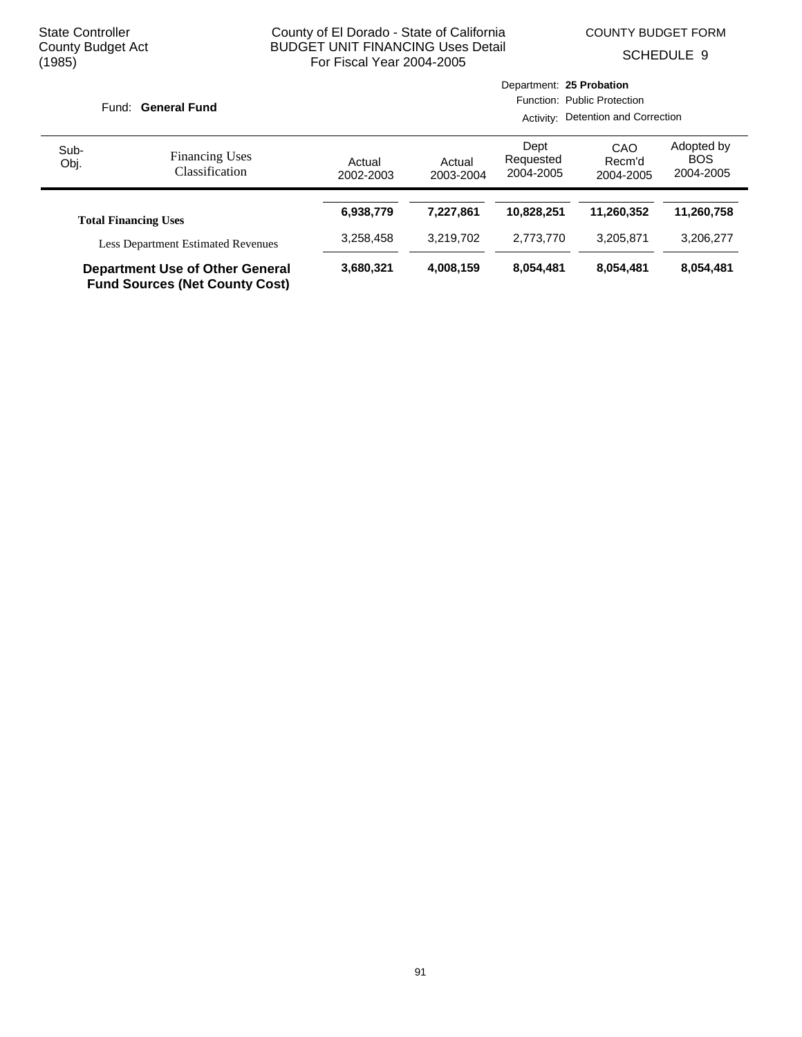State Controller
County Budget Act
(1985)

County of El Dorado - State of California
BUDGET UNIT FINANCING Uses Detail
For Fiscal Year 2004-2005

COUNTY BUDGET FORM
SCHEDULE 9

Fund: **General Fund**

Department: **25 Probation**
Function: Public Protection
Activity: Detention and Correction

| Sub-Obj. | Financing Uses Classification | Actual 2002-2003 | Actual 2003-2004 | Dept Requested 2004-2005 | CAO Recm'd 2004-2005 | Adopted by BOS 2004-2005 |
|---|---|---|---|---|---|---|
| | **Total Financing Uses** | **6,938,779** | **7,227,861** | **10,828,251** | **11,260,352** | **11,260,758** |
| | Less Department Estimated Revenues | 3,258,458 | 3,219,702 | 2,773,770 | 3,205,871 | 3,206,277 |
| | **Department Use of Other General Fund Sources (Net County Cost)** | **3,680,321** | **4,008,159** | **8,054,481** | **8,054,481** | **8,054,481** |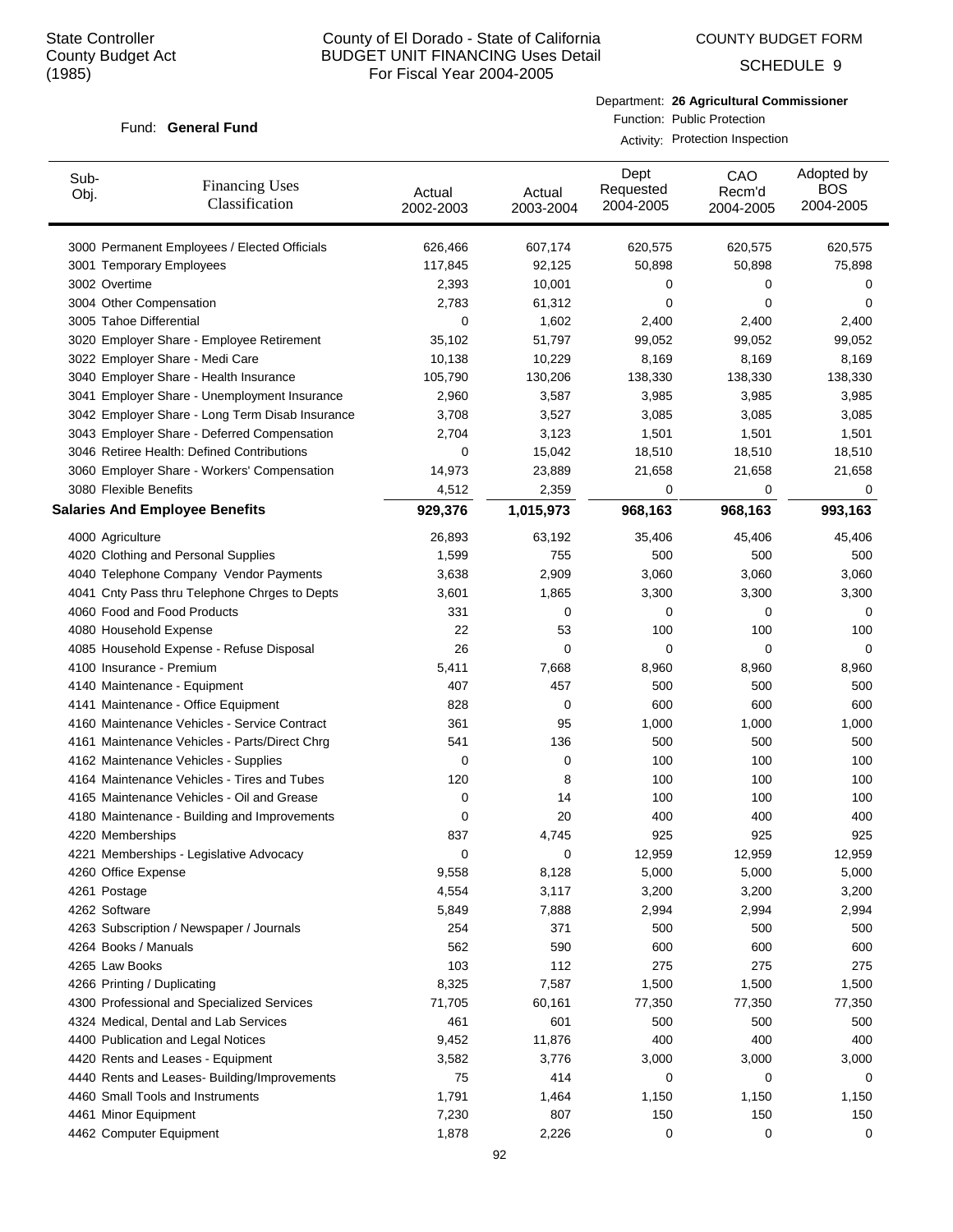State Controller
County Budget Act
(1985)

County of El Dorado - State of California
BUDGET UNIT FINANCING Uses Detail
For Fiscal Year 2004-2005

COUNTY BUDGET FORM
SCHEDULE 9

Fund: **General Fund**

Department: **26 Agricultural Commissioner**
Function: Public Protection
Activity: Protection Inspection

| Sub-Obj. | Financing Uses Classification | Actual 2002-2003 | Actual 2003-2004 | Dept Requested 2004-2005 | CAO Recm'd 2004-2005 | Adopted by BOS 2004-2005 |
|---|---|---|---|---|---|---|
| 3000 | Permanent Employees / Elected Officials | 626,466 | 607,174 | 620,575 | 620,575 | 620,575 |
| 3001 | Temporary Employees | 117,845 | 92,125 | 50,898 | 50,898 | 75,898 |
| 3002 | Overtime | 2,393 | 10,001 | 0 | 0 | 0 |
| 3004 | Other Compensation | 2,783 | 61,312 | 0 | 0 | 0 |
| 3005 | Tahoe Differential | 0 | 1,602 | 2,400 | 2,400 | 2,400 |
| 3020 | Employer Share - Employee Retirement | 35,102 | 51,797 | 99,052 | 99,052 | 99,052 |
| 3022 | Employer Share - Medi Care | 10,138 | 10,229 | 8,169 | 8,169 | 8,169 |
| 3040 | Employer Share - Health Insurance | 105,790 | 130,206 | 138,330 | 138,330 | 138,330 |
| 3041 | Employer Share - Unemployment Insurance | 2,960 | 3,587 | 3,985 | 3,985 | 3,985 |
| 3042 | Employer Share - Long Term Disab Insurance | 3,708 | 3,527 | 3,085 | 3,085 | 3,085 |
| 3043 | Employer Share - Deferred Compensation | 2,704 | 3,123 | 1,501 | 1,501 | 1,501 |
| 3046 | Retiree Health: Defined Contributions | 0 | 15,042 | 18,510 | 18,510 | 18,510 |
| 3060 | Employer Share - Workers' Compensation | 14,973 | 23,889 | 21,658 | 21,658 | 21,658 |
| 3080 | Flexible Benefits | 4,512 | 2,359 | 0 | 0 | 0 |
| **Salaries And Employee Benefits** | | **929,376** | **1,015,973** | **968,163** | **968,163** | **993,163** |
| 4000 | Agriculture | 26,893 | 63,192 | 35,406 | 45,406 | 45,406 |
| 4020 | Clothing and Personal Supplies | 1,599 | 755 | 500 | 500 | 500 |
| 4040 | Telephone Company Vendor Payments | 3,638 | 2,909 | 3,060 | 3,060 | 3,060 |
| 4041 | Cnty Pass thru Telephone Chrges to Depts | 3,601 | 1,865 | 3,300 | 3,300 | 3,300 |
| 4060 | Food and Food Products | 331 | 0 | 0 | 0 | 0 |
| 4080 | Household Expense | 22 | 53 | 100 | 100 | 100 |
| 4085 | Household Expense - Refuse Disposal | 26 | 0 | 0 | 0 | 0 |
| 4100 | Insurance - Premium | 5,411 | 7,668 | 8,960 | 8,960 | 8,960 |
| 4140 | Maintenance - Equipment | 407 | 457 | 500 | 500 | 500 |
| 4141 | Maintenance - Office Equipment | 828 | 0 | 600 | 600 | 600 |
| 4160 | Maintenance Vehicles - Service Contract | 361 | 95 | 1,000 | 1,000 | 1,000 |
| 4161 | Maintenance Vehicles - Parts/Direct Chrg | 541 | 136 | 500 | 500 | 500 |
| 4162 | Maintenance Vehicles - Supplies | 0 | 0 | 100 | 100 | 100 |
| 4164 | Maintenance Vehicles - Tires and Tubes | 120 | 8 | 100 | 100 | 100 |
| 4165 | Maintenance Vehicles - Oil and Grease | 0 | 14 | 100 | 100 | 100 |
| 4180 | Maintenance - Building and Improvements | 0 | 20 | 400 | 400 | 400 |
| 4220 | Memberships | 837 | 4,745 | 925 | 925 | 925 |
| 4221 | Memberships - Legislative Advocacy | 0 | 0 | 12,959 | 12,959 | 12,959 |
| 4260 | Office Expense | 9,558 | 8,128 | 5,000 | 5,000 | 5,000 |
| 4261 | Postage | 4,554 | 3,117 | 3,200 | 3,200 | 3,200 |
| 4262 | Software | 5,849 | 7,888 | 2,994 | 2,994 | 2,994 |
| 4263 | Subscription / Newspaper / Journals | 254 | 371 | 500 | 500 | 500 |
| 4264 | Books / Manuals | 562 | 590 | 600 | 600 | 600 |
| 4265 | Law Books | 103 | 112 | 275 | 275 | 275 |
| 4266 | Printing / Duplicating | 8,325 | 7,587 | 1,500 | 1,500 | 1,500 |
| 4300 | Professional and Specialized Services | 71,705 | 60,161 | 77,350 | 77,350 | 77,350 |
| 4324 | Medical, Dental and Lab Services | 461 | 601 | 500 | 500 | 500 |
| 4400 | Publication and Legal Notices | 9,452 | 11,876 | 400 | 400 | 400 |
| 4420 | Rents and Leases - Equipment | 3,582 | 3,776 | 3,000 | 3,000 | 3,000 |
| 4440 | Rents and Leases- Building/Improvements | 75 | 414 | 0 | 0 | 0 |
| 4460 | Small Tools and Instruments | 1,791 | 1,464 | 1,150 | 1,150 | 1,150 |
| 4461 | Minor Equipment | 7,230 | 807 | 150 | 150 | 150 |
| 4462 | Computer Equipment | 1,878 | 2,226 | 0 | 0 | 0 |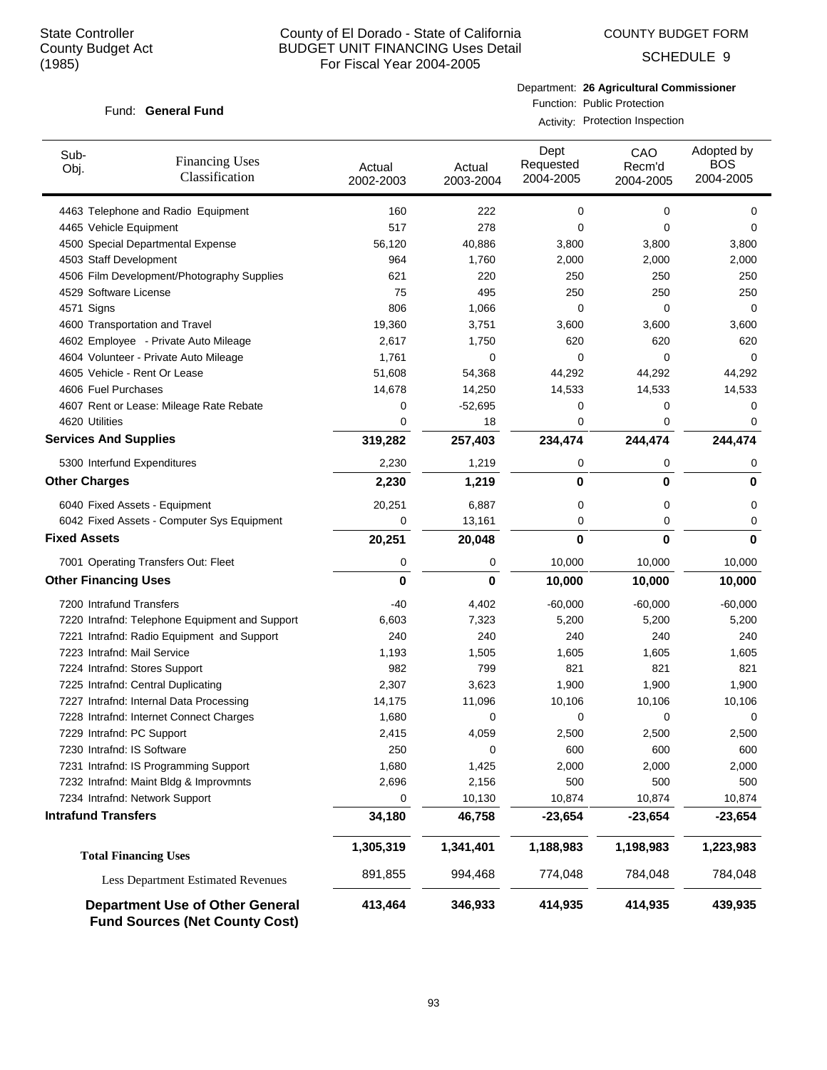State Controller
County Budget Act
(1985)

County of El Dorado - State of California
BUDGET UNIT FINANCING Uses Detail
For Fiscal Year 2004-2005

COUNTY BUDGET FORM
SCHEDULE 9

Fund: **General Fund**

Department: **26 Agricultural Commissioner**
Function: Public Protection
Activity: Protection Inspection

| Sub-Obj. | Financing Uses Classification | Actual 2002-2003 | Actual 2003-2004 | Dept Requested 2004-2005 | CAO Recm'd 2004-2005 | Adopted by BOS 2004-2005 |
|---|---|---|---|---|---|---|
| 4463 | Telephone and Radio Equipment | 160 | 222 | 0 | 0 | 0 |
| 4465 | Vehicle Equipment | 517 | 278 | 0 | 0 | 0 |
| 4500 | Special Departmental Expense | 56,120 | 40,886 | 3,800 | 3,800 | 3,800 |
| 4503 | Staff Development | 964 | 1,760 | 2,000 | 2,000 | 2,000 |
| 4506 | Film Development/Photography Supplies | 621 | 220 | 250 | 250 | 250 |
| 4529 | Software License | 75 | 495 | 250 | 250 | 250 |
| 4571 | Signs | 806 | 1,066 | 0 | 0 | 0 |
| 4600 | Transportation and Travel | 19,360 | 3,751 | 3,600 | 3,600 | 3,600 |
| 4602 | Employee - Private Auto Mileage | 2,617 | 1,750 | 620 | 620 | 620 |
| 4604 | Volunteer - Private Auto Mileage | 1,761 | 0 | 0 | 0 | 0 |
| 4605 | Vehicle - Rent Or Lease | 51,608 | 54,368 | 44,292 | 44,292 | 44,292 |
| 4606 | Fuel Purchases | 14,678 | 14,250 | 14,533 | 14,533 | 14,533 |
| 4607 | Rent or Lease: Mileage Rate Rebate | 0 | -52,695 | 0 | 0 | 0 |
| 4620 | Utilities | 0 | 18 | 0 | 0 | 0 |
| **Services And Supplies** | | **319,282** | **257,403** | **234,474** | **244,474** | **244,474** |
| 5300 | Interfund Expenditures | 2,230 | 1,219 | 0 | 0 | 0 |
| **Other Charges** | | **2,230** | **1,219** | **0** | **0** | **0** |
| 6040 | Fixed Assets - Equipment | 20,251 | 6,887 | 0 | 0 | 0 |
| 6042 | Fixed Assets - Computer Sys Equipment | 0 | 13,161 | 0 | 0 | 0 |
| **Fixed Assets** | | **20,251** | **20,048** | **0** | **0** | **0** |
| 7001 | Operating Transfers Out: Fleet | 0 | 0 | 10,000 | 10,000 | 10,000 |
| **Other Financing Uses** | | **0** | **0** | **10,000** | **10,000** | **10,000** |
| 7200 | Intrafund Transfers | -40 | 4,402 | -60,000 | -60,000 | -60,000 |
| 7220 | Intrafnd: Telephone Equipment and Support | 6,603 | 7,323 | 5,200 | 5,200 | 5,200 |
| 7221 | Intrafnd: Radio Equipment and Support | 240 | 240 | 240 | 240 | 240 |
| 7223 | Intrafnd: Mail Service | 1,193 | 1,505 | 1,605 | 1,605 | 1,605 |
| 7224 | Intrafnd: Stores Support | 982 | 799 | 821 | 821 | 821 |
| 7225 | Intrafnd: Central Duplicating | 2,307 | 3,623 | 1,900 | 1,900 | 1,900 |
| 7227 | Intrafnd: Internal Data Processing | 14,175 | 11,096 | 10,106 | 10,106 | 10,106 |
| 7228 | Intrafnd: Internet Connect Charges | 1,680 | 0 | 0 | 0 | 0 |
| 7229 | Intrafnd: PC Support | 2,415 | 4,059 | 2,500 | 2,500 | 2,500 |
| 7230 | Intrafnd: IS Software | 250 | 0 | 600 | 600 | 600 |
| 7231 | Intrafnd: IS Programming Support | 1,680 | 1,425 | 2,000 | 2,000 | 2,000 |
| 7232 | Intrafnd: Maint Bldg & Improvmnts | 2,696 | 2,156 | 500 | 500 | 500 |
| 7234 | Intrafnd: Network Support | 0 | 10,130 | 10,874 | 10,874 | 10,874 |
| **Intrafund Transfers** | | **34,180** | **46,758** | **-23,654** | **-23,654** | **-23,654** |
| **Total Financing Uses** | | **1,305,319** | **1,341,401** | **1,188,983** | **1,198,983** | **1,223,983** |
| | Less Department Estimated Revenues | 891,855 | 994,468 | 774,048 | 784,048 | 784,048 |
| **Department Use of Other General Fund Sources (Net County Cost)** | | **413,464** | **346,933** | **414,935** | **414,935** | **439,935** |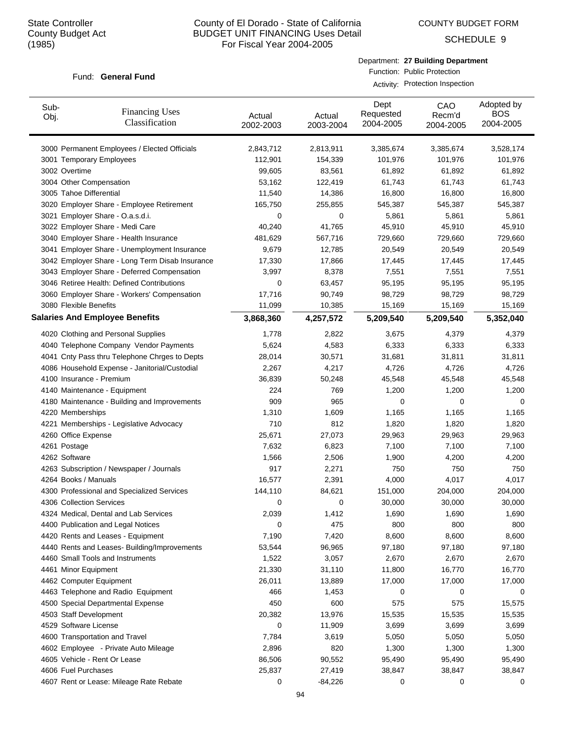State Controller
County Budget Act
(1985)

County of El Dorado - State of California
BUDGET UNIT FINANCING Uses Detail
For Fiscal Year 2004-2005

COUNTY BUDGET FORM

SCHEDULE 9

Fund: **General Fund**

Department: **27 Building Department**
Function: Public Protection
Activity: Protection Inspection

| Sub-Obj. | Financing Uses Classification | Actual 2002-2003 | Actual 2003-2004 | Dept Requested 2004-2005 | CAO Recm'd 2004-2005 | Adopted by BOS 2004-2005 |
|---|---|---|---|---|---|---|
| 3000 | Permanent Employees / Elected Officials | 2,843,712 | 2,813,911 | 3,385,674 | 3,385,674 | 3,528,174 |
| 3001 | Temporary Employees | 112,901 | 154,339 | 101,976 | 101,976 | 101,976 |
| 3002 | Overtime | 99,605 | 83,561 | 61,892 | 61,892 | 61,892 |
| 3004 | Other Compensation | 53,162 | 122,419 | 61,743 | 61,743 | 61,743 |
| 3005 | Tahoe Differential | 11,540 | 14,386 | 16,800 | 16,800 | 16,800 |
| 3020 | Employer Share - Employee Retirement | 165,750 | 255,855 | 545,387 | 545,387 | 545,387 |
| 3021 | Employer Share - O.a.s.d.i. | 0 | 0 | 5,861 | 5,861 | 5,861 |
| 3022 | Employer Share - Medi Care | 40,240 | 41,765 | 45,910 | 45,910 | 45,910 |
| 3040 | Employer Share - Health Insurance | 481,629 | 567,716 | 729,660 | 729,660 | 729,660 |
| 3041 | Employer Share - Unemployment Insurance | 9,679 | 12,785 | 20,549 | 20,549 | 20,549 |
| 3042 | Employer Share - Long Term Disab Insurance | 17,330 | 17,866 | 17,445 | 17,445 | 17,445 |
| 3043 | Employer Share - Deferred Compensation | 3,997 | 8,378 | 7,551 | 7,551 | 7,551 |
| 3046 | Retiree Health: Defined Contributions | 0 | 63,457 | 95,195 | 95,195 | 95,195 |
| 3060 | Employer Share - Workers' Compensation | 17,716 | 90,749 | 98,729 | 98,729 | 98,729 |
| 3080 | Flexible Benefits | 11,099 | 10,385 | 15,169 | 15,169 | 15,169 |
| **Salaries And Employee Benefits** | | **3,868,360** | **4,257,572** | **5,209,540** | **5,209,540** | **5,352,040** |
| 4020 | Clothing and Personal Supplies | 1,778 | 2,822 | 3,675 | 4,379 | 4,379 |
| 4040 | Telephone Company Vendor Payments | 5,624 | 4,583 | 6,333 | 6,333 | 6,333 |
| 4041 | Cnty Pass thru Telephone Chrges to Depts | 28,014 | 30,571 | 31,681 | 31,811 | 31,811 |
| 4086 | Household Expense - Janitorial/Custodial | 2,267 | 4,217 | 4,726 | 4,726 | 4,726 |
| 4100 | Insurance - Premium | 36,839 | 50,248 | 45,548 | 45,548 | 45,548 |
| 4140 | Maintenance - Equipment | 224 | 769 | 1,200 | 1,200 | 1,200 |
| 4180 | Maintenance - Building and Improvements | 909 | 965 | 0 | 0 | 0 |
| 4220 | Memberships | 1,310 | 1,609 | 1,165 | 1,165 | 1,165 |
| 4221 | Memberships - Legislative Advocacy | 710 | 812 | 1,820 | 1,820 | 1,820 |
| 4260 | Office Expense | 25,671 | 27,073 | 29,963 | 29,963 | 29,963 |
| 4261 | Postage | 7,632 | 6,823 | 7,100 | 7,100 | 7,100 |
| 4262 | Software | 1,566 | 2,506 | 1,900 | 4,200 | 4,200 |
| 4263 | Subscription / Newspaper / Journals | 917 | 2,271 | 750 | 750 | 750 |
| 4264 | Books / Manuals | 16,577 | 2,391 | 4,000 | 4,017 | 4,017 |
| 4300 | Professional and Specialized Services | 144,110 | 84,621 | 151,000 | 204,000 | 204,000 |
| 4306 | Collection Services | 0 | 0 | 30,000 | 30,000 | 30,000 |
| 4324 | Medical, Dental and Lab Services | 2,039 | 1,412 | 1,690 | 1,690 | 1,690 |
| 4400 | Publication and Legal Notices | 0 | 475 | 800 | 800 | 800 |
| 4420 | Rents and Leases - Equipment | 7,190 | 7,420 | 8,600 | 8,600 | 8,600 |
| 4440 | Rents and Leases- Building/Improvements | 53,544 | 96,965 | 97,180 | 97,180 | 97,180 |
| 4460 | Small Tools and Instruments | 1,522 | 3,057 | 2,670 | 2,670 | 2,670 |
| 4461 | Minor Equipment | 21,330 | 31,110 | 11,800 | 16,770 | 16,770 |
| 4462 | Computer Equipment | 26,011 | 13,889 | 17,000 | 17,000 | 17,000 |
| 4463 | Telephone and Radio Equipment | 466 | 1,453 | 0 | 0 | 0 |
| 4500 | Special Departmental Expense | 450 | 600 | 575 | 575 | 15,575 |
| 4503 | Staff Development | 20,382 | 13,976 | 15,535 | 15,535 | 15,535 |
| 4529 | Software License | 0 | 11,909 | 3,699 | 3,699 | 3,699 |
| 4600 | Transportation and Travel | 7,784 | 3,619 | 5,050 | 5,050 | 5,050 |
| 4602 | Employee - Private Auto Mileage | 2,896 | 820 | 1,300 | 1,300 | 1,300 |
| 4605 | Vehicle - Rent Or Lease | 86,506 | 90,552 | 95,490 | 95,490 | 95,490 |
| 4606 | Fuel Purchases | 25,837 | 27,419 | 38,847 | 38,847 | 38,847 |
| 4607 | Rent or Lease: Mileage Rate Rebate | 0 | -84,226 | 0 | 0 | 0 |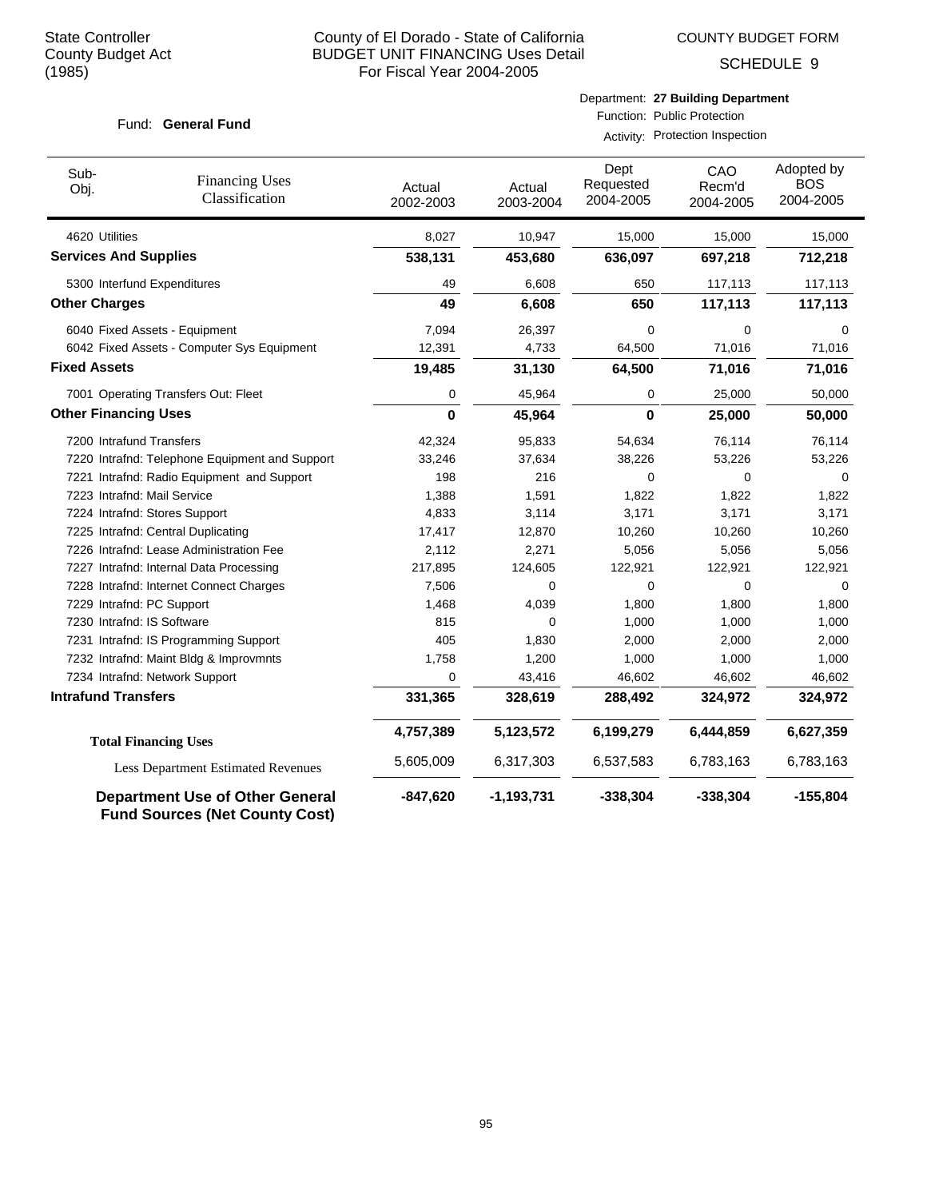State Controller
County Budget Act
(1985)

County of El Dorado - State of California
BUDGET UNIT FINANCING Uses Detail
For Fiscal Year 2004-2005

COUNTY BUDGET FORM
SCHEDULE 9

Fund: **General Fund**

Department: **27 Building Department**
Function: Public Protection
Activity: Protection Inspection

| Sub-Obj. | Financing Uses Classification | Actual 2002-2003 | Actual 2003-2004 | Dept Requested 2004-2005 | CAO Recm'd 2004-2005 | Adopted by BOS 2004-2005 |
|---|---|---|---|---|---|---|
| 4620 | Utilities | 8,027 | 10,947 | 15,000 | 15,000 | 15,000 |
| **Services And Supplies** | | **538,131** | **453,680** | **636,097** | **697,218** | **712,218** |
| 5300 | Interfund Expenditures | 49 | 6,608 | 650 | 117,113 | 117,113 |
| **Other Charges** | | **49** | **6,608** | **650** | **117,113** | **117,113** |
| 6040 | Fixed Assets - Equipment | 7,094 | 26,397 | 0 | 0 | 0 |
| 6042 | Fixed Assets - Computer Sys Equipment | 12,391 | 4,733 | 64,500 | 71,016 | 71,016 |
| **Fixed Assets** | | **19,485** | **31,130** | **64,500** | **71,016** | **71,016** |
| 7001 | Operating Transfers Out: Fleet | 0 | 45,964 | 0 | 25,000 | 50,000 |
| **Other Financing Uses** | | **0** | **45,964** | **0** | **25,000** | **50,000** |
| 7200 | Intrafund Transfers | 42,324 | 95,833 | 54,634 | 76,114 | 76,114 |
| 7220 | Intrafnd: Telephone Equipment and Support | 33,246 | 37,634 | 38,226 | 53,226 | 53,226 |
| 7221 | Intrafnd: Radio Equipment and Support | 198 | 216 | 0 | 0 | 0 |
| 7223 | Intrafnd: Mail Service | 1,388 | 1,591 | 1,822 | 1,822 | 1,822 |
| 7224 | Intrafnd: Stores Support | 4,833 | 3,114 | 3,171 | 3,171 | 3,171 |
| 7225 | Intrafnd: Central Duplicating | 17,417 | 12,870 | 10,260 | 10,260 | 10,260 |
| 7226 | Intrafnd: Lease Administration Fee | 2,112 | 2,271 | 5,056 | 5,056 | 5,056 |
| 7227 | Intrafnd: Internal Data Processing | 217,895 | 124,605 | 122,921 | 122,921 | 122,921 |
| 7228 | Intrafnd: Internet Connect Charges | 7,506 | 0 | 0 | 0 | 0 |
| 7229 | Intrafnd: PC Support | 1,468 | 4,039 | 1,800 | 1,800 | 1,800 |
| 7230 | Intrafnd: IS Software | 815 | 0 | 1,000 | 1,000 | 1,000 |
| 7231 | Intrafnd: IS Programming Support | 405 | 1,830 | 2,000 | 2,000 | 2,000 |
| 7232 | Intrafnd: Maint Bldg & Improvmnts | 1,758 | 1,200 | 1,000 | 1,000 | 1,000 |
| 7234 | Intrafnd: Network Support | 0 | 43,416 | 46,602 | 46,602 | 46,602 |
| **Intrafund Transfers** | | **331,365** | **328,619** | **288,492** | **324,972** | **324,972** |
| **Total Financing Uses** | | **4,757,389** | **5,123,572** | **6,199,279** | **6,444,859** | **6,627,359** |
| Less Department Estimated Revenues | | 5,605,009 | 6,317,303 | 6,537,583 | 6,783,163 | 6,783,163 |
| **Department Use of Other General Fund Sources (Net County Cost)** | | **-847,620** | **-1,193,731** | **-338,304** | **-338,304** | **-155,804** |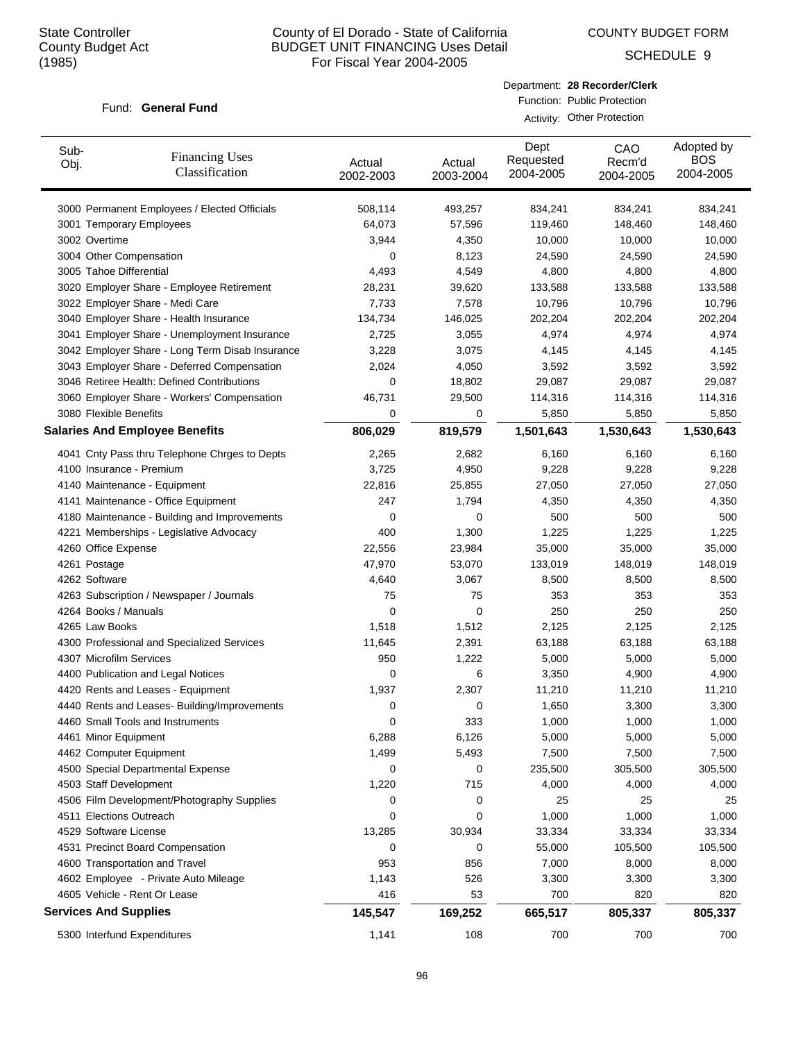State Controller
County Budget Act
(1985)

# County of El Dorado - State of California
## BUDGET UNIT FINANCING Uses Detail
For Fiscal Year 2004-2005

COUNTY BUDGET FORM
SCHEDULE 9

Fund: **General Fund**

Department: **28 Recorder/Clerk**
Function: Public Protection
Activity: Other Protection

| Sub-Obj. | Financing Uses Classification | Actual 2002-2003 | Actual 2003-2004 | Dept Requested 2004-2005 | CAO Recm'd 2004-2005 | Adopted by BOS 2004-2005 |
|---|---|---|---|---|---|---|
| 3000 | Permanent Employees / Elected Officials | 508,114 | 493,257 | 834,241 | 834,241 | 834,241 |
| 3001 | Temporary Employees | 64,073 | 57,596 | 119,460 | 148,460 | 148,460 |
| 3002 | Overtime | 3,944 | 4,350 | 10,000 | 10,000 | 10,000 |
| 3004 | Other Compensation | 0 | 8,123 | 24,590 | 24,590 | 24,590 |
| 3005 | Tahoe Differential | 4,493 | 4,549 | 4,800 | 4,800 | 4,800 |
| 3020 | Employer Share - Employee Retirement | 28,231 | 39,620 | 133,588 | 133,588 | 133,588 |
| 3022 | Employer Share - Medi Care | 7,733 | 7,578 | 10,796 | 10,796 | 10,796 |
| 3040 | Employer Share - Health Insurance | 134,734 | 146,025 | 202,204 | 202,204 | 202,204 |
| 3041 | Employer Share - Unemployment Insurance | 2,725 | 3,055 | 4,974 | 4,974 | 4,974 |
| 3042 | Employer Share - Long Term Disab Insurance | 3,228 | 3,075 | 4,145 | 4,145 | 4,145 |
| 3043 | Employer Share - Deferred Compensation | 2,024 | 4,050 | 3,592 | 3,592 | 3,592 |
| 3046 | Retiree Health: Defined Contributions | 0 | 18,802 | 29,087 | 29,087 | 29,087 |
| 3060 | Employer Share - Workers' Compensation | 46,731 | 29,500 | 114,316 | 114,316 | 114,316 |
| 3080 | Flexible Benefits | 0 | 0 | 5,850 | 5,850 | 5,850 |
| **Salaries And Employee Benefits** | | **806,029** | **819,579** | **1,501,643** | **1,530,643** | **1,530,643** |
| 4041 | Cnty Pass thru Telephone Chrges to Depts | 2,265 | 2,682 | 6,160 | 6,160 | 6,160 |
| 4100 | Insurance - Premium | 3,725 | 4,950 | 9,228 | 9,228 | 9,228 |
| 4140 | Maintenance - Equipment | 22,816 | 25,855 | 27,050 | 27,050 | 27,050 |
| 4141 | Maintenance - Office Equipment | 247 | 1,794 | 4,350 | 4,350 | 4,350 |
| 4180 | Maintenance - Building and Improvements | 0 | 0 | 500 | 500 | 500 |
| 4221 | Memberships - Legislative Advocacy | 400 | 1,300 | 1,225 | 1,225 | 1,225 |
| 4260 | Office Expense | 22,556 | 23,984 | 35,000 | 35,000 | 35,000 |
| 4261 | Postage | 47,970 | 53,070 | 133,019 | 148,019 | 148,019 |
| 4262 | Software | 4,640 | 3,067 | 8,500 | 8,500 | 8,500 |
| 4263 | Subscription / Newspaper / Journals | 75 | 75 | 353 | 353 | 353 |
| 4264 | Books / Manuals | 0 | 0 | 250 | 250 | 250 |
| 4265 | Law Books | 1,518 | 1,512 | 2,125 | 2,125 | 2,125 |
| 4300 | Professional and Specialized Services | 11,645 | 2,391 | 63,188 | 63,188 | 63,188 |
| 4307 | Microfilm Services | 950 | 1,222 | 5,000 | 5,000 | 5,000 |
| 4400 | Publication and Legal Notices | 0 | 6 | 3,350 | 4,900 | 4,900 |
| 4420 | Rents and Leases - Equipment | 1,937 | 2,307 | 11,210 | 11,210 | 11,210 |
| 4440 | Rents and Leases- Building/Improvements | 0 | 0 | 1,650 | 3,300 | 3,300 |
| 4460 | Small Tools and Instruments | 0 | 333 | 1,000 | 1,000 | 1,000 |
| 4461 | Minor Equipment | 6,288 | 6,126 | 5,000 | 5,000 | 5,000 |
| 4462 | Computer Equipment | 1,499 | 5,493 | 7,500 | 7,500 | 7,500 |
| 4500 | Special Departmental Expense | 0 | 0 | 235,500 | 305,500 | 305,500 |
| 4503 | Staff Development | 1,220 | 715 | 4,000 | 4,000 | 4,000 |
| 4506 | Film Development/Photography Supplies | 0 | 0 | 25 | 25 | 25 |
| 4511 | Elections Outreach | 0 | 0 | 1,000 | 1,000 | 1,000 |
| 4529 | Software License | 13,285 | 30,934 | 33,334 | 33,334 | 33,334 |
| 4531 | Precinct Board Compensation | 0 | 0 | 55,000 | 105,500 | 105,500 |
| 4600 | Transportation and Travel | 953 | 856 | 7,000 | 8,000 | 8,000 |
| 4602 | Employee - Private Auto Mileage | 1,143 | 526 | 3,300 | 3,300 | 3,300 |
| 4605 | Vehicle - Rent Or Lease | 416 | 53 | 700 | 820 | 820 |
| **Services And Supplies** | | **145,547** | **169,252** | **665,517** | **805,337** | **805,337** |
| 5300 | Interfund Expenditures | 1,141 | 108 | 700 | 700 | 700 |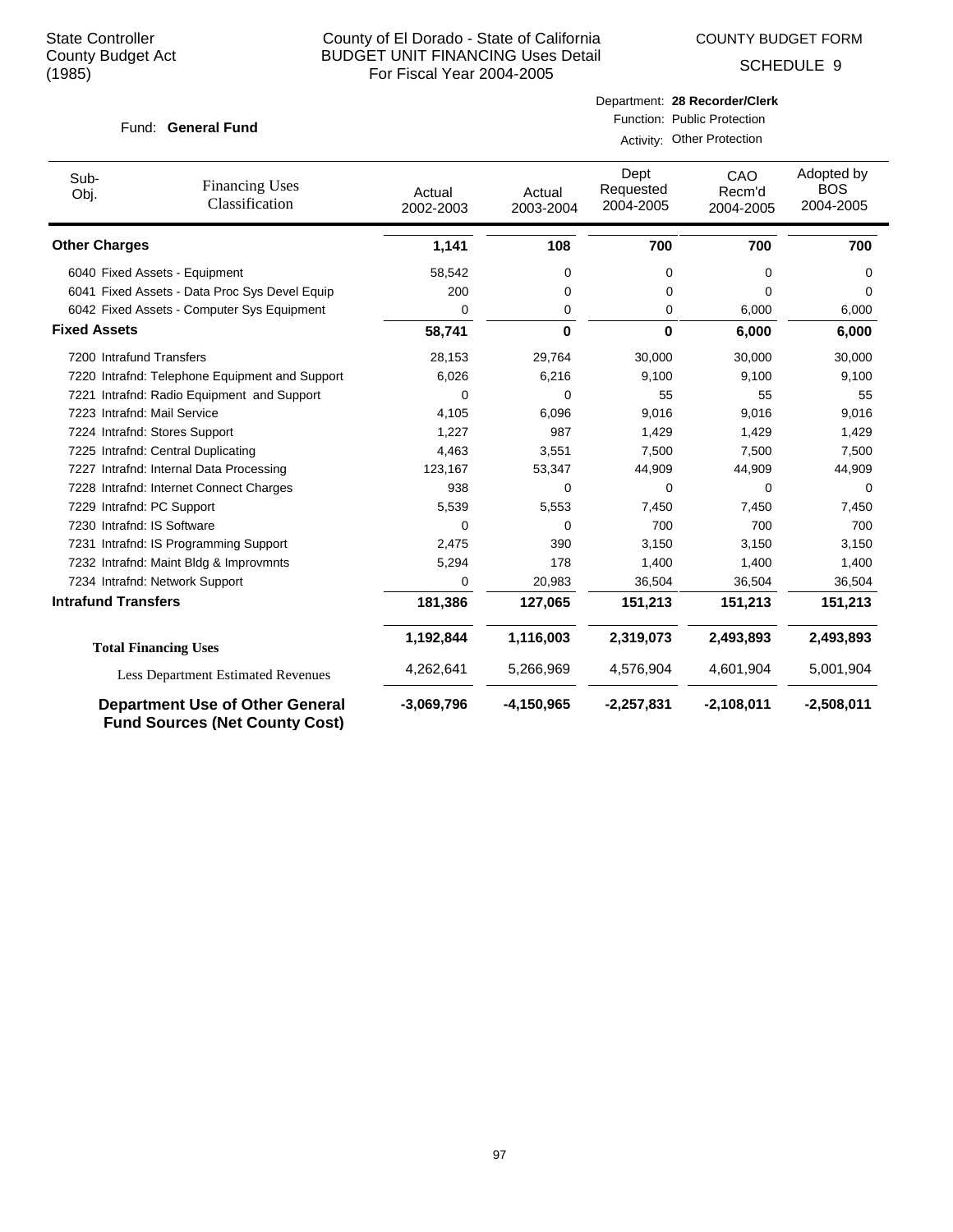State Controller
County Budget Act
(1985)

County of El Dorado - State of California
BUDGET UNIT FINANCING Uses Detail
For Fiscal Year 2004-2005

COUNTY BUDGET FORM
SCHEDULE 9

Fund: **General Fund**

Department: **28 Recorder/Clerk**
Function: Public Protection
Activity: Other Protection

| Sub-Obj. | Financing Uses Classification | Actual 2002-2003 | Actual 2003-2004 | Dept Requested 2004-2005 | CAO Recm'd 2004-2005 | Adopted by BOS 2004-2005 |
|---|---|---|---|---|---|---|
| **Other Charges** | | **1,141** | **108** | **700** | **700** | **700** |
| 6040 | Fixed Assets - Equipment | 58,542 | 0 | 0 | 0 | 0 |
| 6041 | Fixed Assets - Data Proc Sys Devel Equip | 200 | 0 | 0 | 0 | 0 |
| 6042 | Fixed Assets - Computer Sys Equipment | 0 | 0 | 0 | 6,000 | 6,000 |
| **Fixed Assets** | | **58,741** | **0** | **0** | **6,000** | **6,000** |
| 7200 | Intrafund Transfers | 28,153 | 29,764 | 30,000 | 30,000 | 30,000 |
| 7220 | Intrafnd: Telephone Equipment and Support | 6,026 | 6,216 | 9,100 | 9,100 | 9,100 |
| 7221 | Intrafnd: Radio Equipment and Support | 0 | 0 | 55 | 55 | 55 |
| 7223 | Intrafnd: Mail Service | 4,105 | 6,096 | 9,016 | 9,016 | 9,016 |
| 7224 | Intrafnd: Stores Support | 1,227 | 987 | 1,429 | 1,429 | 1,429 |
| 7225 | Intrafnd: Central Duplicating | 4,463 | 3,551 | 7,500 | 7,500 | 7,500 |
| 7227 | Intrafnd: Internal Data Processing | 123,167 | 53,347 | 44,909 | 44,909 | 44,909 |
| 7228 | Intrafnd: Internet Connect Charges | 938 | 0 | 0 | 0 | 0 |
| 7229 | Intrafnd: PC Support | 5,539 | 5,553 | 7,450 | 7,450 | 7,450 |
| 7230 | Intrafnd: IS Software | 0 | 0 | 700 | 700 | 700 |
| 7231 | Intrafnd: IS Programming Support | 2,475 | 390 | 3,150 | 3,150 | 3,150 |
| 7232 | Intrafnd: Maint Bldg & Improvmnts | 5,294 | 178 | 1,400 | 1,400 | 1,400 |
| 7234 | Intrafnd: Network Support | 0 | 20,983 | 36,504 | 36,504 | 36,504 |
| **Intrafund Transfers** | | **181,386** | **127,065** | **151,213** | **151,213** | **151,213** |
| **Total Financing Uses** | | **1,192,844** | **1,116,003** | **2,319,073** | **2,493,893** | **2,493,893** |
| Less Department Estimated Revenues | | 4,262,641 | 5,266,969 | 4,576,904 | 4,601,904 | 5,001,904 |
| **Department Use of Other General Fund Sources (Net County Cost)** | | **-3,069,796** | **-4,150,965** | **-2,257,831** | **-2,108,011** | **-2,508,011** |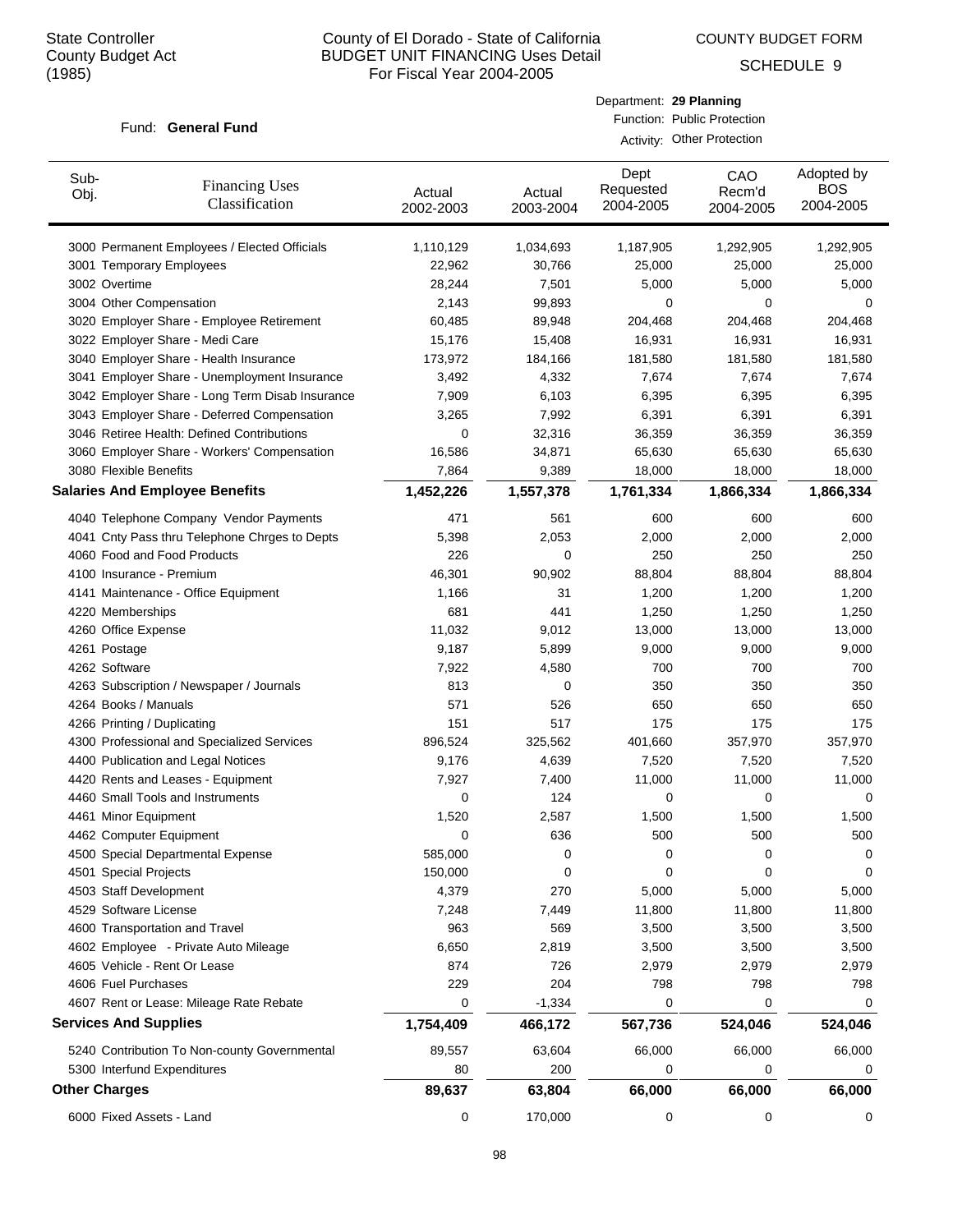State Controller
County Budget Act
(1985)

County of El Dorado - State of California
BUDGET UNIT FINANCING Uses Detail
For Fiscal Year 2004-2005

COUNTY BUDGET FORM

SCHEDULE 9

Fund: **General Fund**

Department: **29 Planning**
Function: Public Protection
Activity: Other Protection

| Sub-Obj. | Financing Uses Classification | Actual 2002-2003 | Actual 2003-2004 | Dept Requested 2004-2005 | CAO Recm'd 2004-2005 | Adopted by BOS 2004-2005 |
|---|---|---|---|---|---|---|
| 3000 | Permanent Employees / Elected Officials | 1,110,129 | 1,034,693 | 1,187,905 | 1,292,905 | 1,292,905 |
| 3001 | Temporary Employees | 22,962 | 30,766 | 25,000 | 25,000 | 25,000 |
| 3002 | Overtime | 28,244 | 7,501 | 5,000 | 5,000 | 5,000 |
| 3004 | Other Compensation | 2,143 | 99,893 | 0 | 0 | 0 |
| 3020 | Employer Share - Employee Retirement | 60,485 | 89,948 | 204,468 | 204,468 | 204,468 |
| 3022 | Employer Share - Medi Care | 15,176 | 15,408 | 16,931 | 16,931 | 16,931 |
| 3040 | Employer Share - Health Insurance | 173,972 | 184,166 | 181,580 | 181,580 | 181,580 |
| 3041 | Employer Share - Unemployment Insurance | 3,492 | 4,332 | 7,674 | 7,674 | 7,674 |
| 3042 | Employer Share - Long Term Disab Insurance | 7,909 | 6,103 | 6,395 | 6,395 | 6,395 |
| 3043 | Employer Share - Deferred Compensation | 3,265 | 7,992 | 6,391 | 6,391 | 6,391 |
| 3046 | Retiree Health: Defined Contributions | 0 | 32,316 | 36,359 | 36,359 | 36,359 |
| 3060 | Employer Share - Workers' Compensation | 16,586 | 34,871 | 65,630 | 65,630 | 65,630 |
| 3080 | Flexible Benefits | 7,864 | 9,389 | 18,000 | 18,000 | 18,000 |
| **Salaries And Employee Benefits** | | **1,452,226** | **1,557,378** | **1,761,334** | **1,866,334** | **1,866,334** |
| 4040 | Telephone Company Vendor Payments | 471 | 561 | 600 | 600 | 600 |
| 4041 | Cnty Pass thru Telephone Chrges to Depts | 5,398 | 2,053 | 2,000 | 2,000 | 2,000 |
| 4060 | Food and Food Products | 226 | 0 | 250 | 250 | 250 |
| 4100 | Insurance - Premium | 46,301 | 90,902 | 88,804 | 88,804 | 88,804 |
| 4141 | Maintenance - Office Equipment | 1,166 | 31 | 1,200 | 1,200 | 1,200 |
| 4220 | Memberships | 681 | 441 | 1,250 | 1,250 | 1,250 |
| 4260 | Office Expense | 11,032 | 9,012 | 13,000 | 13,000 | 13,000 |
| 4261 | Postage | 9,187 | 5,899 | 9,000 | 9,000 | 9,000 |
| 4262 | Software | 7,922 | 4,580 | 700 | 700 | 700 |
| 4263 | Subscription / Newspaper / Journals | 813 | 0 | 350 | 350 | 350 |
| 4264 | Books / Manuals | 571 | 526 | 650 | 650 | 650 |
| 4266 | Printing / Duplicating | 151 | 517 | 175 | 175 | 175 |
| 4300 | Professional and Specialized Services | 896,524 | 325,562 | 401,660 | 357,970 | 357,970 |
| 4400 | Publication and Legal Notices | 9,176 | 4,639 | 7,520 | 7,520 | 7,520 |
| 4420 | Rents and Leases - Equipment | 7,927 | 7,400 | 11,000 | 11,000 | 11,000 |
| 4460 | Small Tools and Instruments | 0 | 124 | 0 | 0 | 0 |
| 4461 | Minor Equipment | 1,520 | 2,587 | 1,500 | 1,500 | 1,500 |
| 4462 | Computer Equipment | 0 | 636 | 500 | 500 | 500 |
| 4500 | Special Departmental Expense | 585,000 | 0 | 0 | 0 | 0 |
| 4501 | Special Projects | 150,000 | 0 | 0 | 0 | 0 |
| 4503 | Staff Development | 4,379 | 270 | 5,000 | 5,000 | 5,000 |
| 4529 | Software License | 7,248 | 7,449 | 11,800 | 11,800 | 11,800 |
| 4600 | Transportation and Travel | 963 | 569 | 3,500 | 3,500 | 3,500 |
| 4602 | Employee - Private Auto Mileage | 6,650 | 2,819 | 3,500 | 3,500 | 3,500 |
| 4605 | Vehicle - Rent Or Lease | 874 | 726 | 2,979 | 2,979 | 2,979 |
| 4606 | Fuel Purchases | 229 | 204 | 798 | 798 | 798 |
| 4607 | Rent or Lease: Mileage Rate Rebate | 0 | -1,334 | 0 | 0 | 0 |
| **Services And Supplies** | | **1,754,409** | **466,172** | **567,736** | **524,046** | **524,046** |
| 5240 | Contribution To Non-county Governmental | 89,557 | 63,604 | 66,000 | 66,000 | 66,000 |
| 5300 | Interfund Expenditures | 80 | 200 | 0 | 0 | 0 |
| **Other Charges** | | **89,637** | **63,804** | **66,000** | **66,000** | **66,000** |
| 6000 | Fixed Assets - Land | 0 | 170,000 | 0 | 0 | 0 |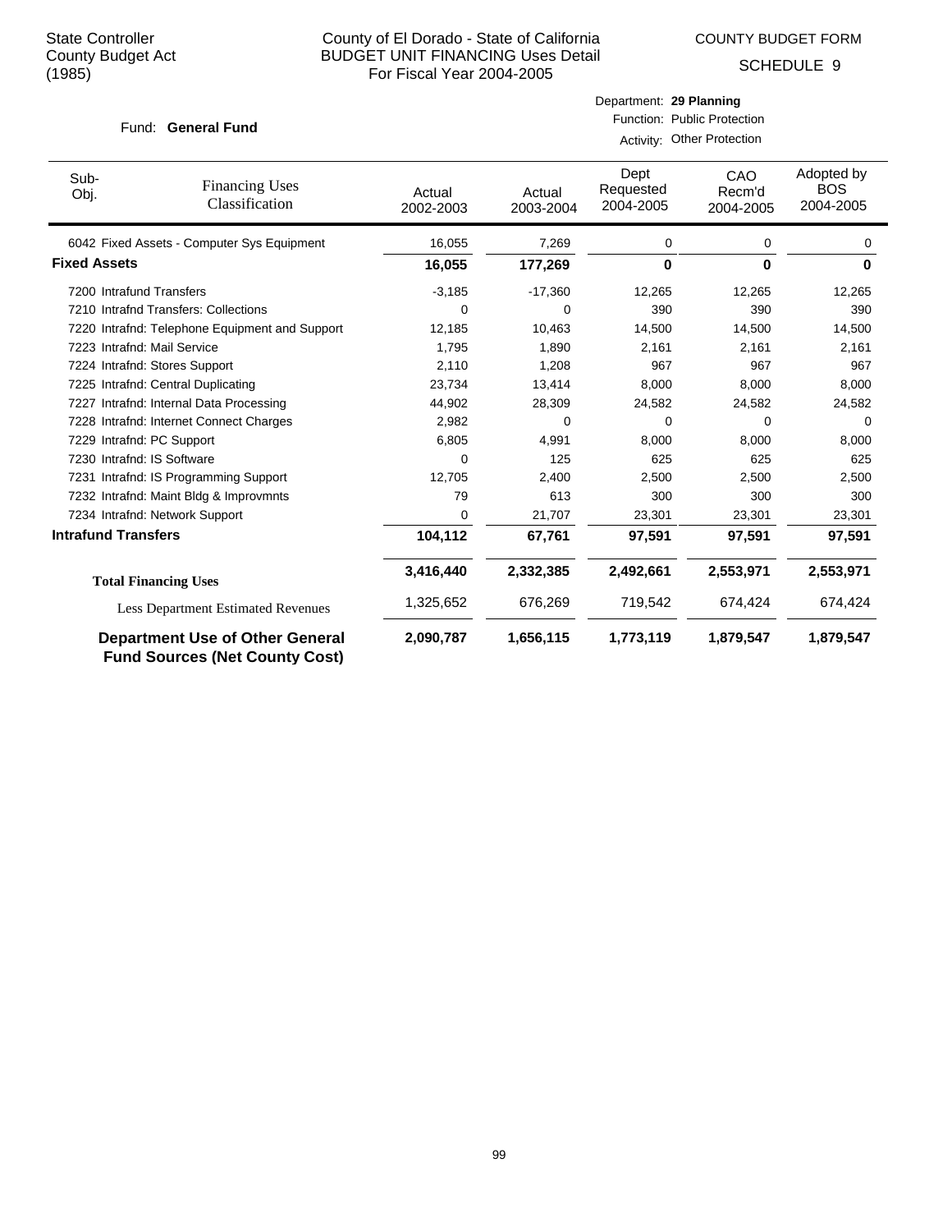State Controller
County Budget Act
(1985)

County of El Dorado - State of California
BUDGET UNIT FINANCING Uses Detail
For Fiscal Year 2004-2005

COUNTY BUDGET FORM
SCHEDULE 9

Fund: **General Fund**

Department: **29 Planning**
Function: Public Protection
Activity: Other Protection

| Sub-Obj. | Financing Uses Classification | Actual 2002-2003 | Actual 2003-2004 | Dept Requested 2004-2005 | CAO Recm'd 2004-2005 | Adopted by BOS 2004-2005 |
|---|---|---|---|---|---|---|
| 6042 | Fixed Assets - Computer Sys Equipment | 16,055 | 7,269 | 0 | 0 | 0 |
| **Fixed Assets** | | **16,055** | **177,269** | **0** | **0** | **0** |
| 7200 | Intrafund Transfers | -3,185 | -17,360 | 12,265 | 12,265 | 12,265 |
| 7210 | Intrafnd Transfers: Collections | 0 | 0 | 390 | 390 | 390 |
| 7220 | Intrafnd: Telephone Equipment and Support | 12,185 | 10,463 | 14,500 | 14,500 | 14,500 |
| 7223 | Intrafnd: Mail Service | 1,795 | 1,890 | 2,161 | 2,161 | 2,161 |
| 7224 | Intrafnd: Stores Support | 2,110 | 1,208 | 967 | 967 | 967 |
| 7225 | Intrafnd: Central Duplicating | 23,734 | 13,414 | 8,000 | 8,000 | 8,000 |
| 7227 | Intrafnd: Internal Data Processing | 44,902 | 28,309 | 24,582 | 24,582 | 24,582 |
| 7228 | Intrafnd: Internet Connect Charges | 2,982 | 0 | 0 | 0 | 0 |
| 7229 | Intrafnd: PC Support | 6,805 | 4,991 | 8,000 | 8,000 | 8,000 |
| 7230 | Intrafnd: IS Software | 0 | 125 | 625 | 625 | 625 |
| 7231 | Intrafnd: IS Programming Support | 12,705 | 2,400 | 2,500 | 2,500 | 2,500 |
| 7232 | Intrafnd: Maint Bldg & Improvmnts | 79 | 613 | 300 | 300 | 300 |
| 7234 | Intrafnd: Network Support | 0 | 21,707 | 23,301 | 23,301 | 23,301 |
| **Intrafund Transfers** | | **104,112** | **67,761** | **97,591** | **97,591** | **97,591** |
| **Total Financing Uses** | | **3,416,440** | **2,332,385** | **2,492,661** | **2,553,971** | **2,553,971** |
| Less Department Estimated Revenues | | 1,325,652 | 676,269 | 719,542 | 674,424 | 674,424 |
| **Department Use of Other General Fund Sources (Net County Cost)** | | **2,090,787** | **1,656,115** | **1,773,119** | **1,879,547** | **1,879,547** |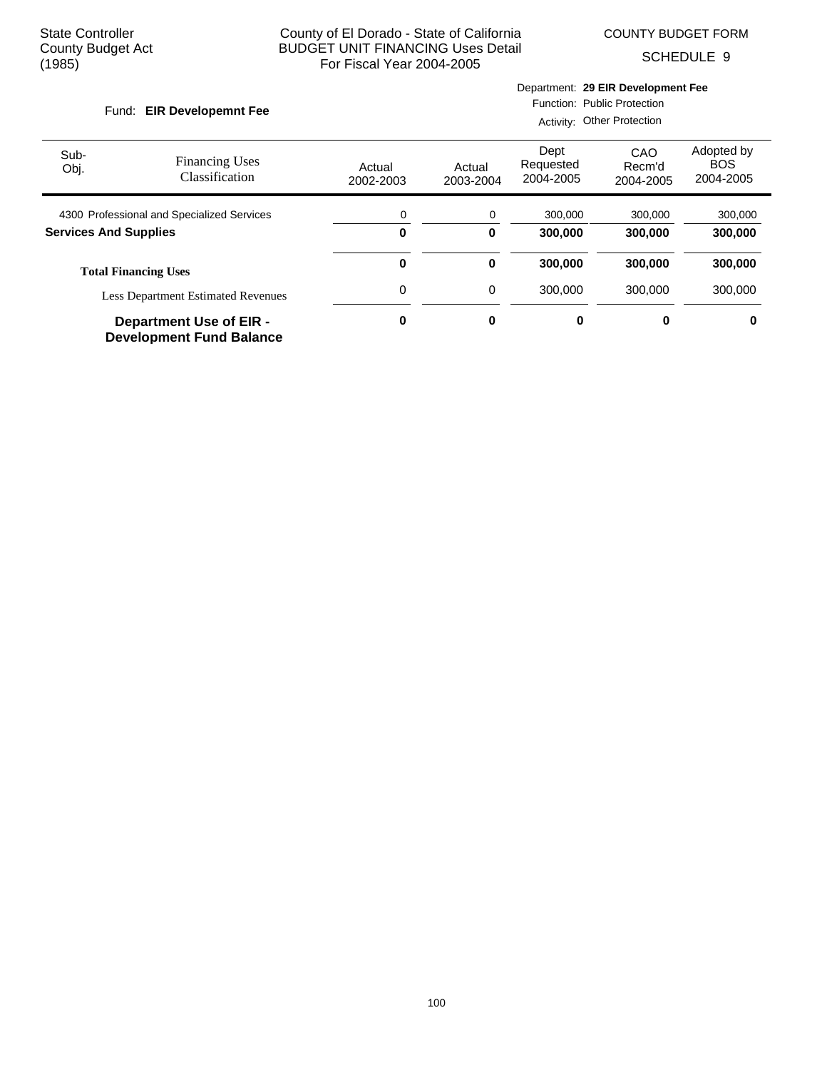State Controller
County Budget Act
(1985)

County of El Dorado - State of California
BUDGET UNIT FINANCING Uses Detail
For Fiscal Year 2004-2005

COUNTY BUDGET FORM
SCHEDULE 9

Fund: **EIR Developemnt Fee**

Department: **29 EIR Development Fee**
Function: Public Protection
Activity: Other Protection

| Sub-Obj. | Financing Uses Classification | Actual 2002-2003 | Actual 2003-2004 | Dept Requested 2004-2005 | CAO Recm'd 2004-2005 | Adopted by BOS 2004-2005 |
|---|---|---|---|---|---|---|
| 4300 | Professional and Specialized Services | 0 | 0 | 300,000 | 300,000 | 300,000 |
| **Services And Supplies** | | **0** | **0** | **300,000** | **300,000** | **300,000** |
| | **Total Financing Uses** | **0** | **0** | **300,000** | **300,000** | **300,000** |
| | Less Department Estimated Revenues | 0 | 0 | 300,000 | 300,000 | 300,000 |
| | **Department Use of EIR - Development Fund Balance** | **0** | **0** | **0** | **0** | **0** |